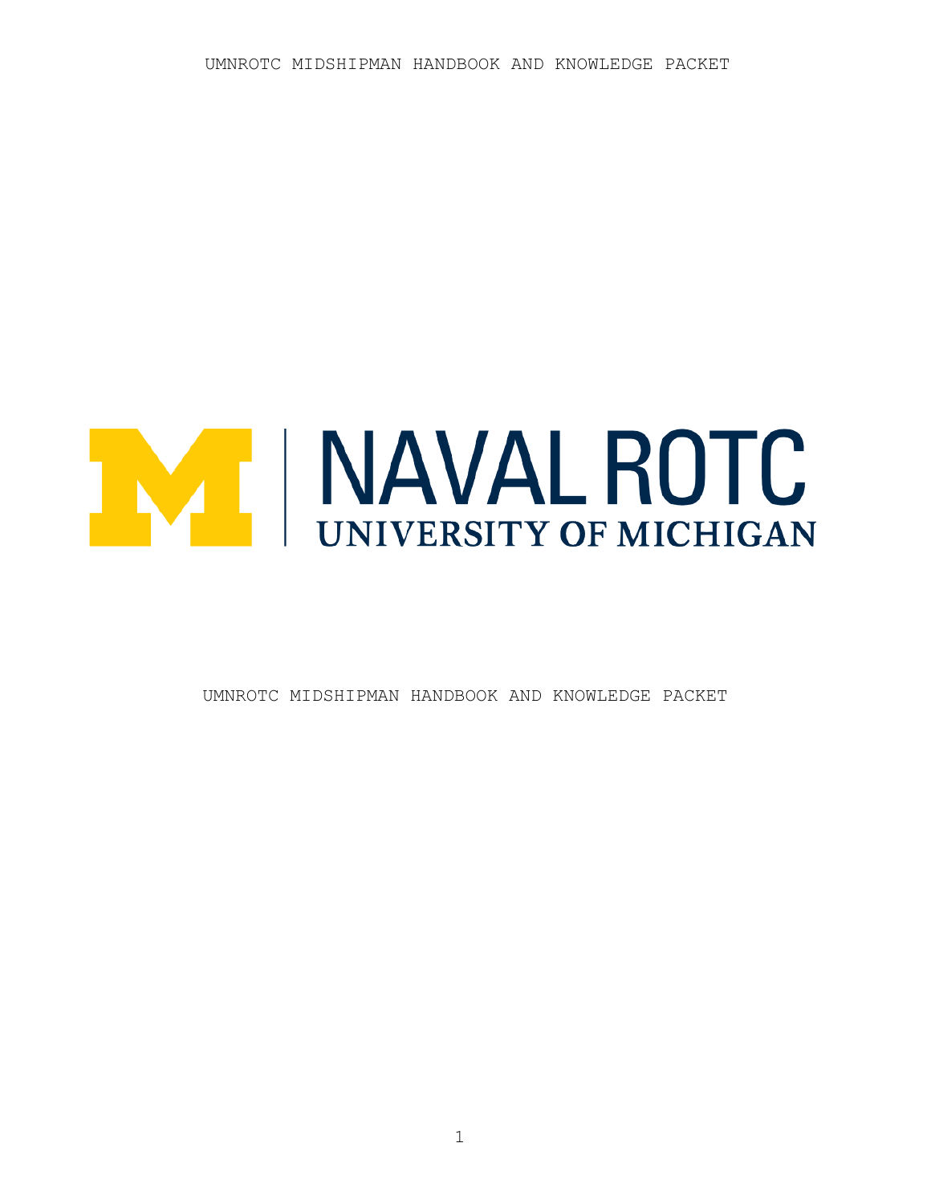# NAVAL ROTC

## UNIVERSITY OF MICHIGAN

UMNROTC MIDSHIPMAN HANDBOOK AND KNOWLEDGE PACKET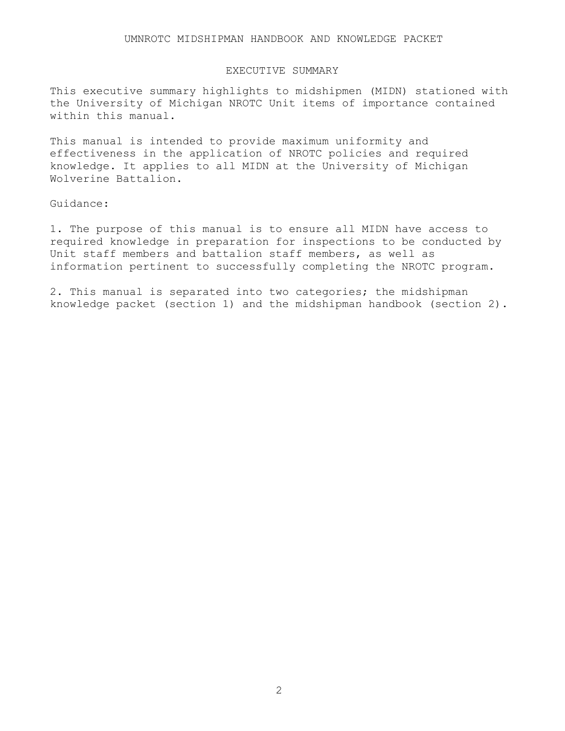# EXECUTIVE SUMMARY

This executive summary highlights to midshipmen (MIDN) stationed with the University of Michigan NROTC Unit items of importance contained within this manual.

This manual is intended to provide maximum uniformity and effectiveness in the application of NROTC policies and required knowledge. It applies to all MIDN at the University of Michigan Wolverine Battalion.

Guidance:

1. The purpose of this manual is to ensure all MIDN have access to required knowledge in preparation for inspections to be conducted by Unit staff members and battalion staff members, as well as information pertinent to successfully completing the NROTC program.

2. This manual is separated into two categories; the midshipman knowledge packet (section 1) and the midshipman handbook (section 2).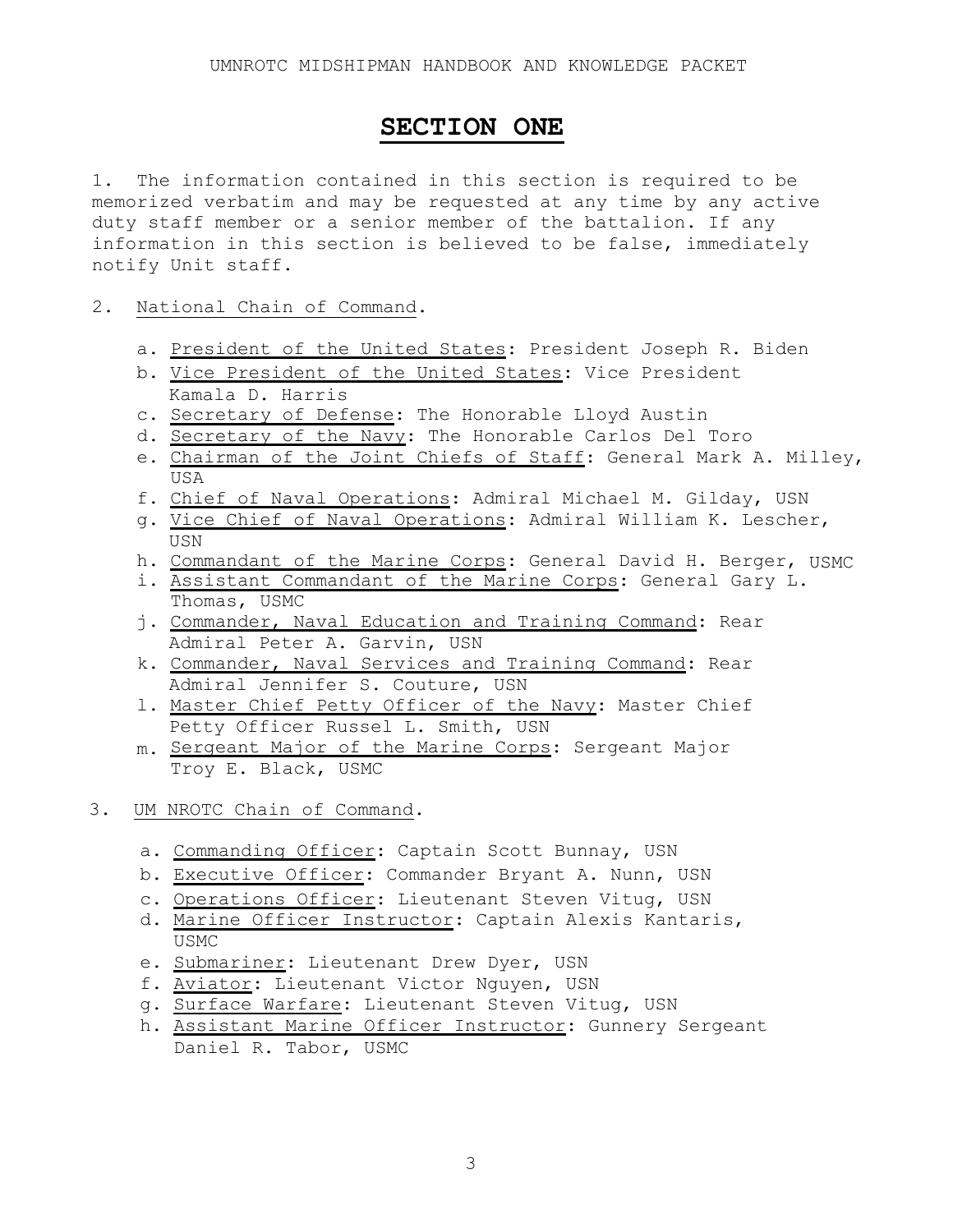# SECTION ONE

1. The information contained in this section is required to be memorized verbatim and may be requested at any time by any active duty staff member or a senior member of the battalion. If any information in this section is believed to be false, immediately notify Unit staff.

2. National Chain of Command.

   a. President of the United States: President Joseph R. Biden
   b. Vice President of the United States: Vice President Kamala D. Harris
   c. Secretary of Defense: The Honorable Lloyd Austin
   d. Secretary of the Navy: The Honorable Carlos Del Toro
   e. Chairman of the Joint Chiefs of Staff: General Mark A. Milley, USA
   f. Chief of Naval Operations: Admiral Michael M. Gilday, USN
   g. Vice Chief of Naval Operations: Admiral William K. Lescher, USN
   h. Commandant of the Marine Corps: General David H. Berger, USMC
   i. Assistant Commandant of the Marine Corps: General Gary L. Thomas, USMC
   j. Commander, Naval Education and Training Command: Rear Admiral Peter A. Garvin, USN
   k. Commander, Naval Services and Training Command: Rear Admiral Jennifer S. Couture, USN
   l. Master Chief Petty Officer of the Navy: Master Chief Petty Officer Russel L. Smith, USN
   m. Sergeant Major of the Marine Corps: Sergeant Major Troy E. Black, USMC

3. UM NROTC Chain of Command.

   a. Commanding Officer: Captain Scott Bunnay, USN
   b. Executive Officer: Commander Bryant A. Nunn, USN
   c. Operations Officer: Lieutenant Steven Vitug, USN
   d. Marine Officer Instructor: Captain Alexis Kantaris, USMC
   e. Submariner: Lieutenant Drew Dyer, USN
   f. Aviator: Lieutenant Victor Nguyen, USN
   g. Surface Warfare: Lieutenant Steven Vitug, USN
   h. Assistant Marine Officer Instructor: Gunnery Sergeant Daniel R. Tabor, USMC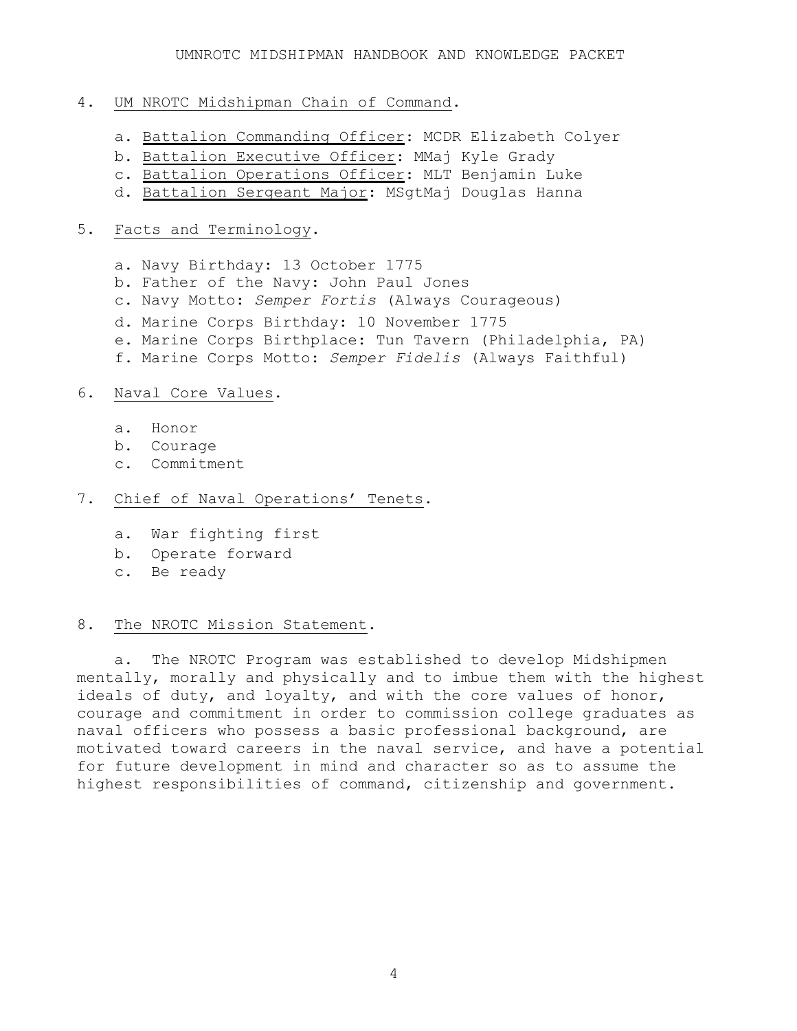4. UM NROTC Midshipman Chain of Command.

   a. Battalion Commanding Officer: MCDR Elizabeth Colyer
   b. Battalion Executive Officer: MMaj Kyle Grady
   c. Battalion Operations Officer: MLT Benjamin Luke
   d. Battalion Sergeant Major: MSgtMaj Douglas Hanna

5. Facts and Terminology.

   a. Navy Birthday: 13 October 1775
   b. Father of the Navy: John Paul Jones
   c. Navy Motto: *Semper Fortis* (Always Courageous)
   d. Marine Corps Birthday: 10 November 1775
   e. Marine Corps Birthplace: Tun Tavern (Philadelphia, PA)
   f. Marine Corps Motto: *Semper Fidelis* (Always Faithful)

6. Naval Core Values.

   a. Honor
   b. Courage
   c. Commitment

7. Chief of Naval Operations' Tenets.

   a. War fighting first
   b. Operate forward
   c. Be ready

8. The NROTC Mission Statement.

   a. The NROTC Program was established to develop Midshipmen mentally, morally and physically and to imbue them with the highest ideals of duty, and loyalty, and with the core values of honor, courage and commitment in order to commission college graduates as naval officers who possess a basic professional background, are motivated toward careers in the naval service, and have a potential for future development in mind and character so as to assume the highest responsibilities of command, citizenship and government.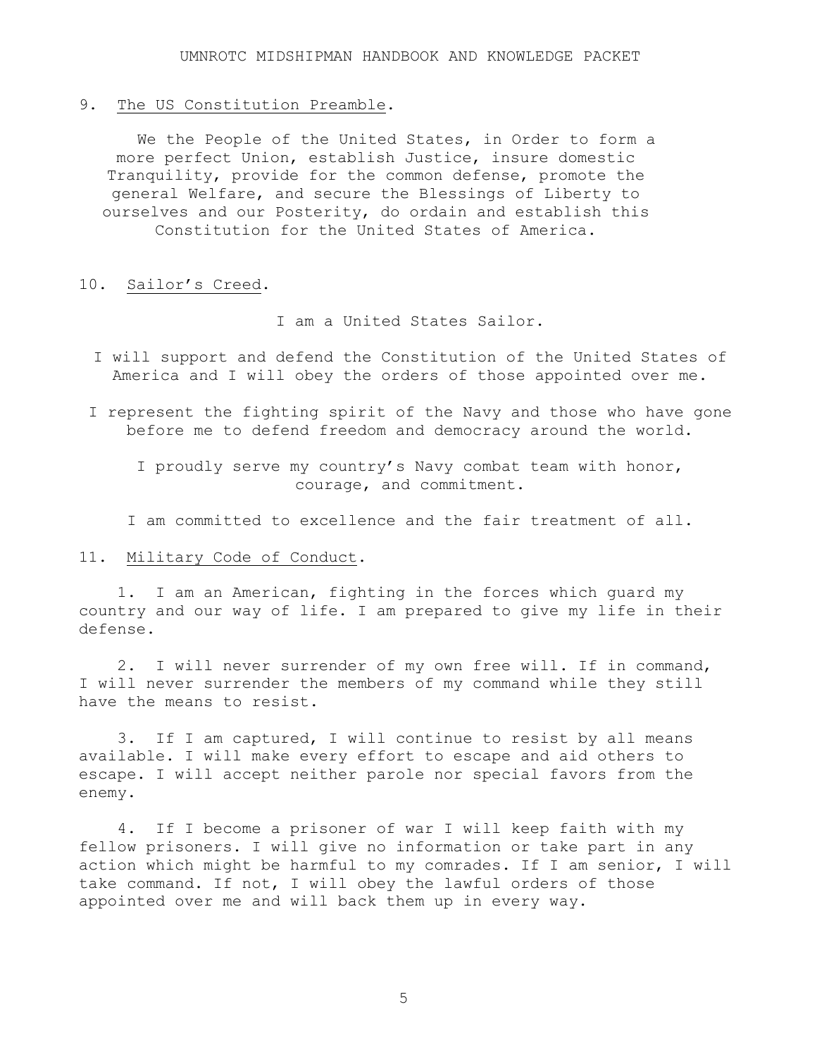9. The US Constitution Preamble.

We the People of the United States, in Order to form a more perfect Union, establish Justice, insure domestic Tranquility, provide for the common defense, promote the general Welfare, and secure the Blessings of Liberty to ourselves and our Posterity, do ordain and establish this Constitution for the United States of America.

10. Sailor's Creed.

I am a United States Sailor.

I will support and defend the Constitution of the United States of America and I will obey the orders of those appointed over me.

I represent the fighting spirit of the Navy and those who have gone before me to defend freedom and democracy around the world.

I proudly serve my country's Navy combat team with honor, courage, and commitment.

I am committed to excellence and the fair treatment of all.

11. Military Code of Conduct.

1. I am an American, fighting in the forces which guard my country and our way of life. I am prepared to give my life in their defense.

2. I will never surrender of my own free will. If in command, I will never surrender the members of my command while they still have the means to resist.

3. If I am captured, I will continue to resist by all means available. I will make every effort to escape and aid others to escape. I will accept neither parole nor special favors from the enemy.

4. If I become a prisoner of war I will keep faith with my fellow prisoners. I will give no information or take part in any action which might be harmful to my comrades. If I am senior, I will take command. If not, I will obey the lawful orders of those appointed over me and will back them up in every way.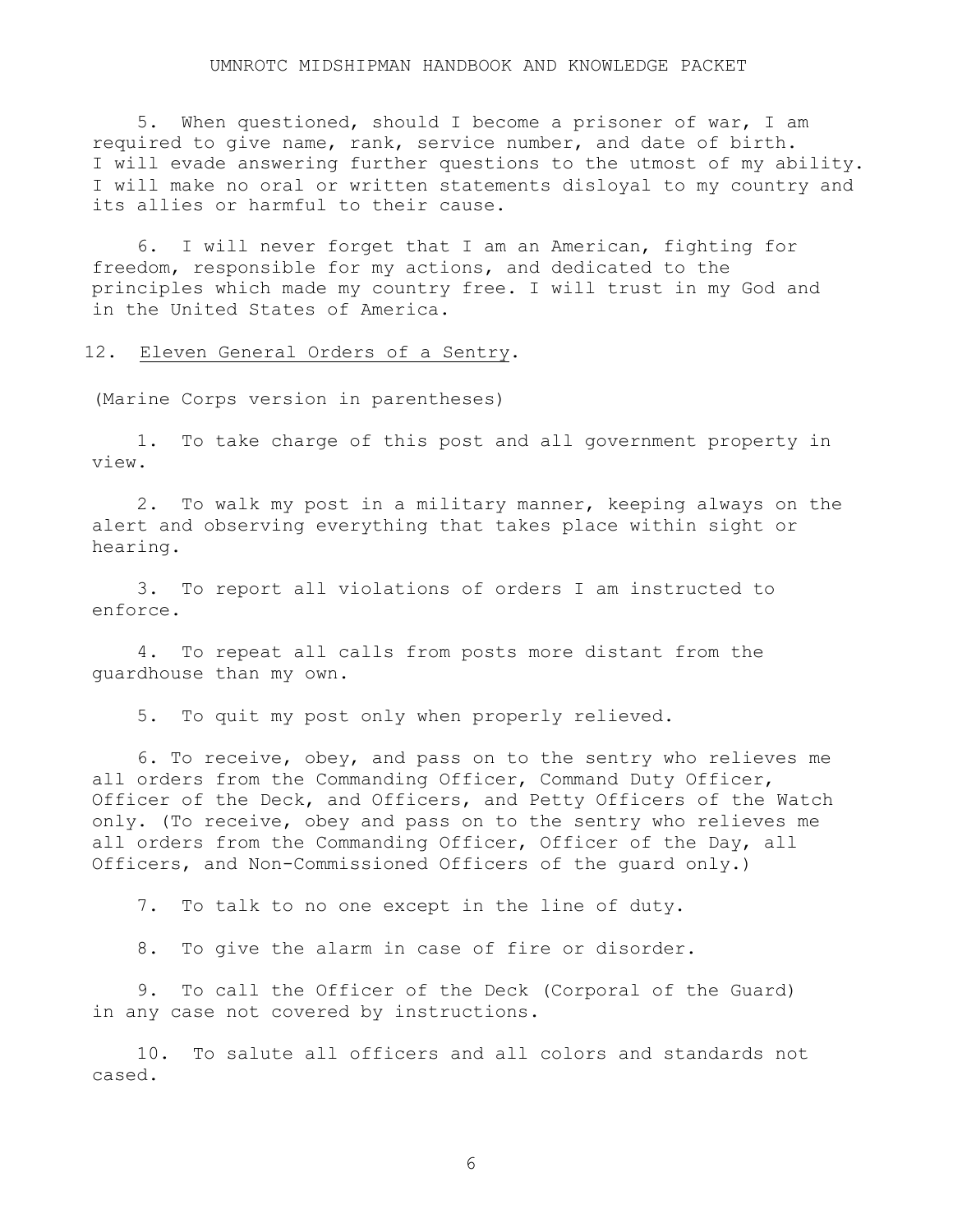5. When questioned, should I become a prisoner of war, I am required to give name, rank, service number, and date of birth. I will evade answering further questions to the utmost of my ability. I will make no oral or written statements disloyal to my country and its allies or harmful to their cause.

6. I will never forget that I am an American, fighting for freedom, responsible for my actions, and dedicated to the principles which made my country free. I will trust in my God and in the United States of America.

12. Eleven General Orders of a Sentry.

(Marine Corps version in parentheses)

1. To take charge of this post and all government property in view.

2. To walk my post in a military manner, keeping always on the alert and observing everything that takes place within sight or hearing.

3. To report all violations of orders I am instructed to enforce.

4. To repeat all calls from posts more distant from the guardhouse than my own.

5. To quit my post only when properly relieved.

6. To receive, obey, and pass on to the sentry who relieves me all orders from the Commanding Officer, Command Duty Officer, Officer of the Deck, and Officers, and Petty Officers of the Watch only. (To receive, obey and pass on to the sentry who relieves me all orders from the Commanding Officer, Officer of the Day, all Officers, and Non-Commissioned Officers of the guard only.)

7. To talk to no one except in the line of duty.

8. To give the alarm in case of fire or disorder.

9. To call the Officer of the Deck (Corporal of the Guard) in any case not covered by instructions.

10. To salute all officers and all colors and standards not cased.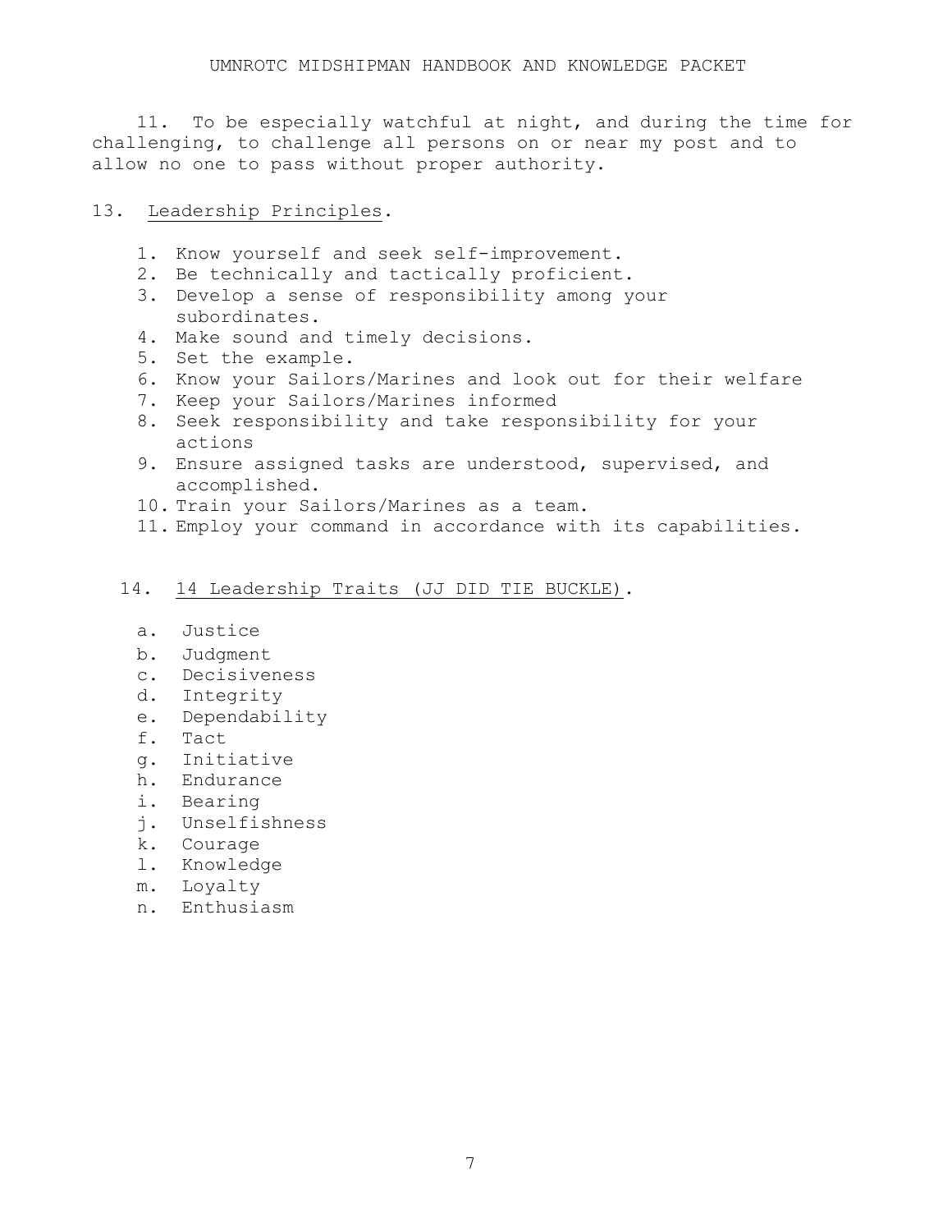11. To be especially watchful at night, and during the time for challenging, to challenge all persons on or near my post and to allow no one to pass without proper authority.

13. Leadership Principles.

1. Know yourself and seek self-improvement.
2. Be technically and tactically proficient.
3. Develop a sense of responsibility among your subordinates.
4. Make sound and timely decisions.
5. Set the example.
6. Know your Sailors/Marines and look out for their welfare
7. Keep your Sailors/Marines informed
8. Seek responsibility and take responsibility for your actions
9. Ensure assigned tasks are understood, supervised, and accomplished.
10. Train your Sailors/Marines as a team.
11. Employ your command in accordance with its capabilities.

14. 14 Leadership Traits (JJ DID TIE BUCKLE).

a. Justice
b. Judgment
c. Decisiveness
d. Integrity
e. Dependability
f. Tact
g. Initiative
h. Endurance
i. Bearing
j. Unselfishness
k. Courage
l. Knowledge
m. Loyalty
n. Enthusiasm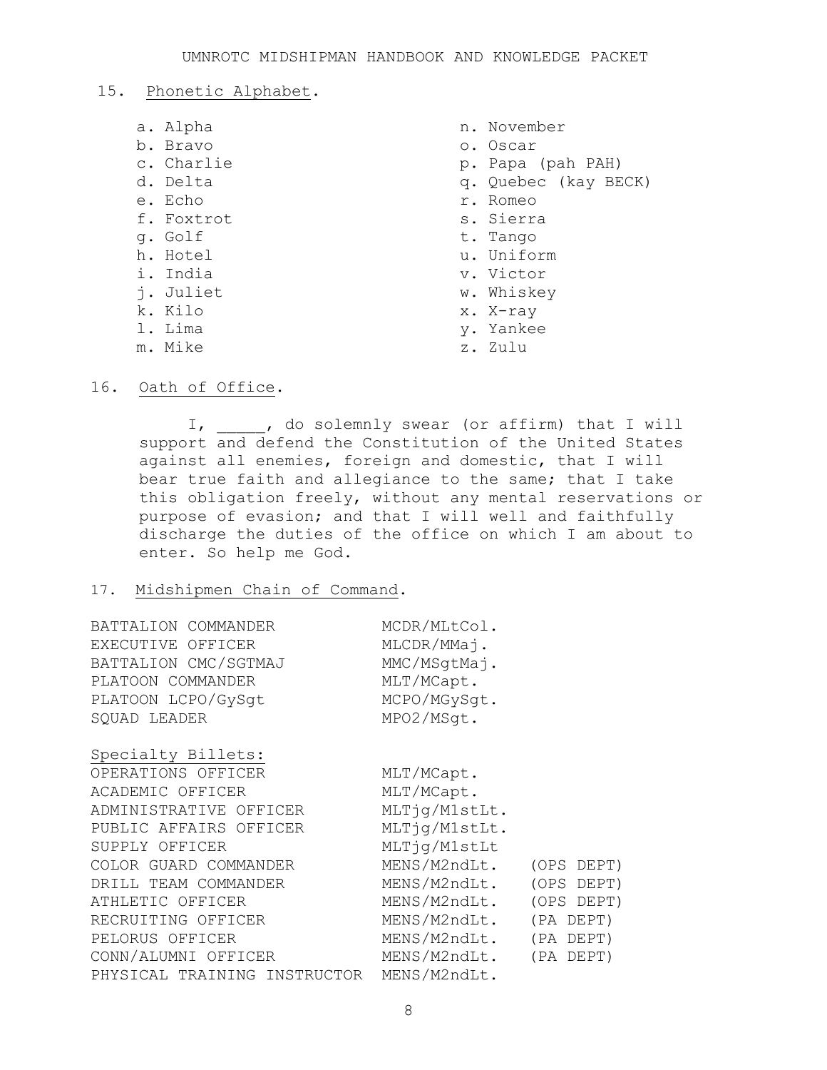15. Phonetic Alphabet.

- a. Alpha
- b. Bravo
- c. Charlie
- d. Delta
- e. Echo
- f. Foxtrot
- g. Golf
- h. Hotel
- i. India
- j. Juliet
- k. Kilo
- l. Lima
- m. Mike
- n. November
- o. Oscar
- p. Papa (pah PAH)
- q. Quebec (kay BECK)
- r. Romeo
- s. Sierra
- t. Tango
- u. Uniform
- v. Victor
- w. Whiskey
- x. X-ray
- y. Yankee
- z. Zulu

16. Oath of Office.

I, _____, do solemnly swear (or affirm) that I will support and defend the Constitution of the United States against all enemies, foreign and domestic, that I will bear true faith and allegiance to the same; that I take this obligation freely, without any mental reservations or purpose of evasion; and that I will well and faithfully discharge the duties of the office on which I am about to enter. So help me God.

17. Midshipmen Chain of Command.

| | | |
|---|---|---|
| BATTALION COMMANDER | MCDR/MLtCol. | |
| EXECUTIVE OFFICER | MLCDR/MMaj. | |
| BATTALION CMC/SGTMAJ | MMC/MSgtMaj. | |
| PLATOON COMMANDER | MLT/MCapt. | |
| PLATOON LCPO/GySgt | MCPO/MGySgt. | |
| SQUAD LEADER | MPO2/MSgt. | |

Specialty Billets:

| | | |
|---|---|---|
| OPERATIONS OFFICER | MLT/MCapt. | |
| ACADEMIC OFFICER | MLT/MCapt. | |
| ADMINISTRATIVE OFFICER | MLTjg/M1stLt. | |
| PUBLIC AFFAIRS OFFICER | MLTjg/M1stLt. | |
| SUPPLY OFFICER | MLTjg/M1stLt | |
| COLOR GUARD COMMANDER | MENS/M2ndLt. | (OPS DEPT) |
| DRILL TEAM COMMANDER | MENS/M2ndLt. | (OPS DEPT) |
| ATHLETIC OFFICER | MENS/M2ndLt. | (OPS DEPT) |
| RECRUITING OFFICER | MENS/M2ndLt. | (PA DEPT) |
| PELORUS OFFICER | MENS/M2ndLt. | (PA DEPT) |
| CONN/ALUMNI OFFICER | MENS/M2ndLt. | (PA DEPT) |
| PHYSICAL TRAINING INSTRUCTOR | MENS/M2ndLt. | |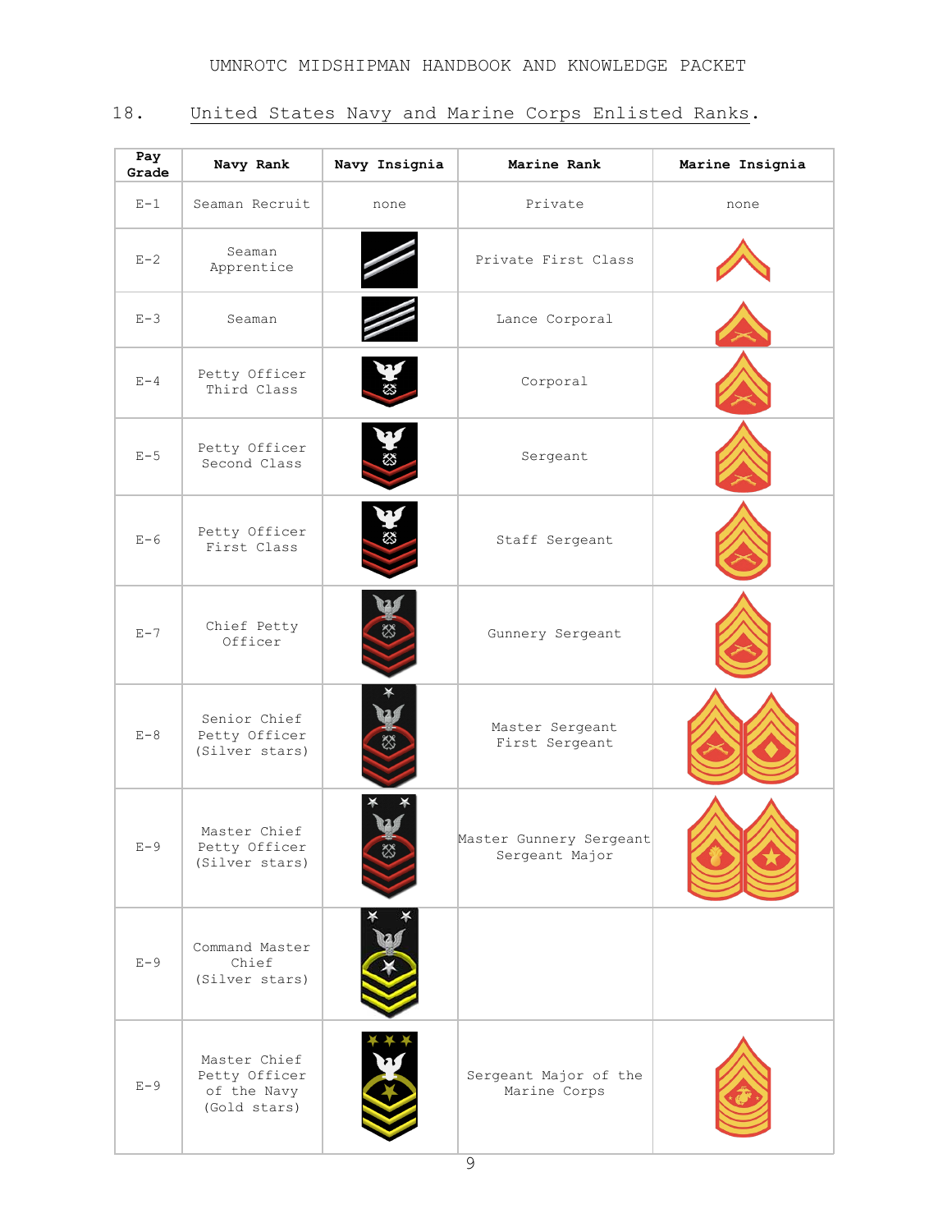UMNROTC MIDSHIPMAN HANDBOOK AND KNOWLEDGE PACKET

## 18. United States Navy and Marine Corps Enlisted Ranks.

| Pay Grade | Navy Rank | Navy Insignia | Marine Rank | Marine Insignia |
|---|---|---|---|---|
| E-1 | Seaman Recruit | none | Private | none |
| E-2 | Seaman Apprentice | | Private First Class | |
| E-3 | Seaman | | Lance Corporal | |
| E-4 | Petty Officer Third Class | | Corporal | |
| E-5 | Petty Officer Second Class | | Sergeant | |
| E-6 | Petty Officer First Class | | Staff Sergeant | |
| E-7 | Chief Petty Officer | | Gunnery Sergeant | |
| E-8 | Senior Chief Petty Officer (Silver stars) | | Master Sergeant<br>First Sergeant | |
| E-9 | Master Chief Petty Officer (Silver stars) | | Master Gunnery Sergeant<br>Sergeant Major | |
| E-9 | Command Master Chief (Silver stars) | | | |
| E-9 | Master Chief Petty Officer of the Navy (Gold stars) | | Sergeant Major of the Marine Corps | |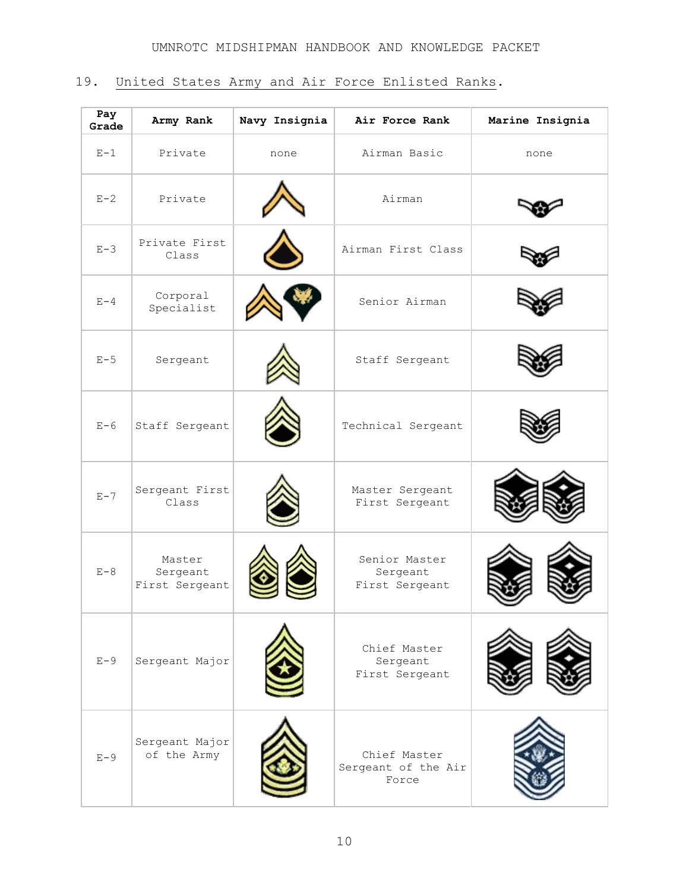## 19. United States Army and Air Force Enlisted Ranks.

| Pay Grade | Army Rank | Navy Insignia | Air Force Rank | Marine Insignia |
|---|---|---|---|---|
| E-1 | Private | none | Airman Basic | none |
| E-2 | Private | | Airman | |
| E-3 | Private First Class | | Airman First Class | |
| E-4 | Corporal Specialist | | Senior Airman | |
| E-5 | Sergeant | | Staff Sergeant | |
| E-6 | Staff Sergeant | | Technical Sergeant | |
| E-7 | Sergeant First Class | | Master Sergeant First Sergeant | |
| E-8 | Master Sergeant First Sergeant | | Senior Master Sergeant First Sergeant | |
| E-9 | Sergeant Major | | Chief Master Sergeant First Sergeant | |
| E-9 | Sergeant Major of the Army | | Chief Master Sergeant of the Air Force | |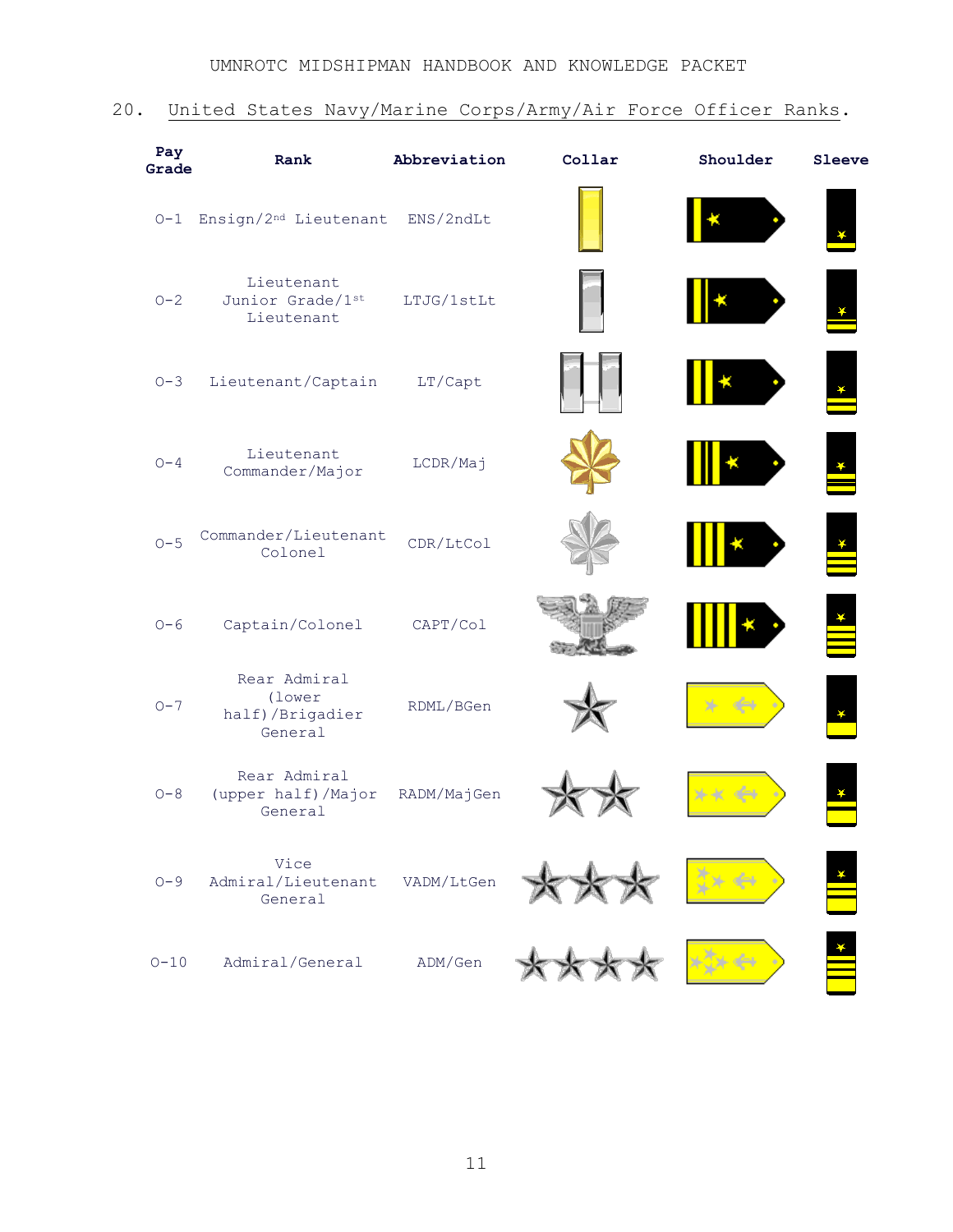## 20. United States Navy/Marine Corps/Army/Air Force Officer Ranks.

| Pay Grade | Rank | Abbreviation | Collar | Shoulder | Sleeve |
|---|---|---|---|---|---|
| O-1 | Ensign/2nd Lieutenant | ENS/2ndLt | | | |
| O-2 | Lieutenant Junior Grade/1st Lieutenant | LTJG/1stLt | | | |
| O-3 | Lieutenant/Captain | LT/Capt | | | |
| O-4 | Lieutenant Commander/Major | LCDR/Maj | | | |
| O-5 | Commander/Lieutenant Colonel | CDR/LtCol | | | |
| O-6 | Captain/Colonel | CAPT/Col | | | |
| O-7 | Rear Admiral (lower half)/Brigadier General | RDML/BGen | | | |
| O-8 | Rear Admiral (upper half)/Major General | RADM/MajGen | | | |
| O-9 | Vice Admiral/Lieutenant General | VADM/LtGen | | | |
| O-10 | Admiral/General | ADM/Gen | | | |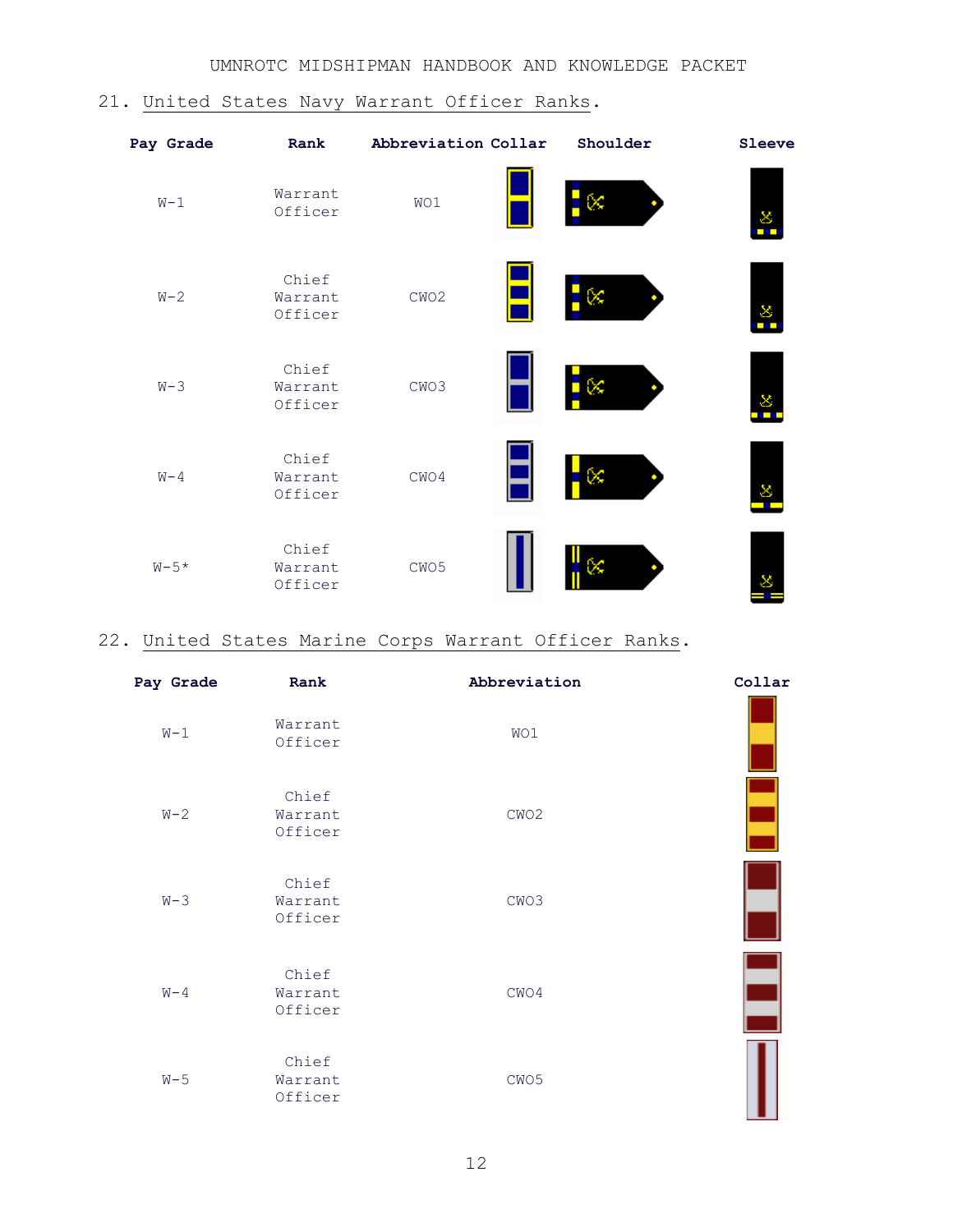## 21. United States Navy Warrant Officer Ranks.

| Pay Grade | Rank | Abbreviation | Collar | Shoulder | Sleeve |
|---|---|---|---|---|---|
| W-1 | Warrant Officer | WO1 | | | |
| W-2 | Chief Warrant Officer | CWO2 | | | |
| W-3 | Chief Warrant Officer | CWO3 | | | |
| W-4 | Chief Warrant Officer | CWO4 | | | |
| W-5* | Chief Warrant Officer | CWO5 | | | |

## 22. United States Marine Corps Warrant Officer Ranks.

| Pay Grade | Rank | Abbreviation | Collar |
|---|---|---|---|
| W-1 | Warrant Officer | WO1 | |
| W-2 | Chief Warrant Officer | CWO2 | |
| W-3 | Chief Warrant Officer | CWO3 | |
| W-4 | Chief Warrant Officer | CWO4 | |
| W-5 | Chief Warrant Officer | CWO5 | |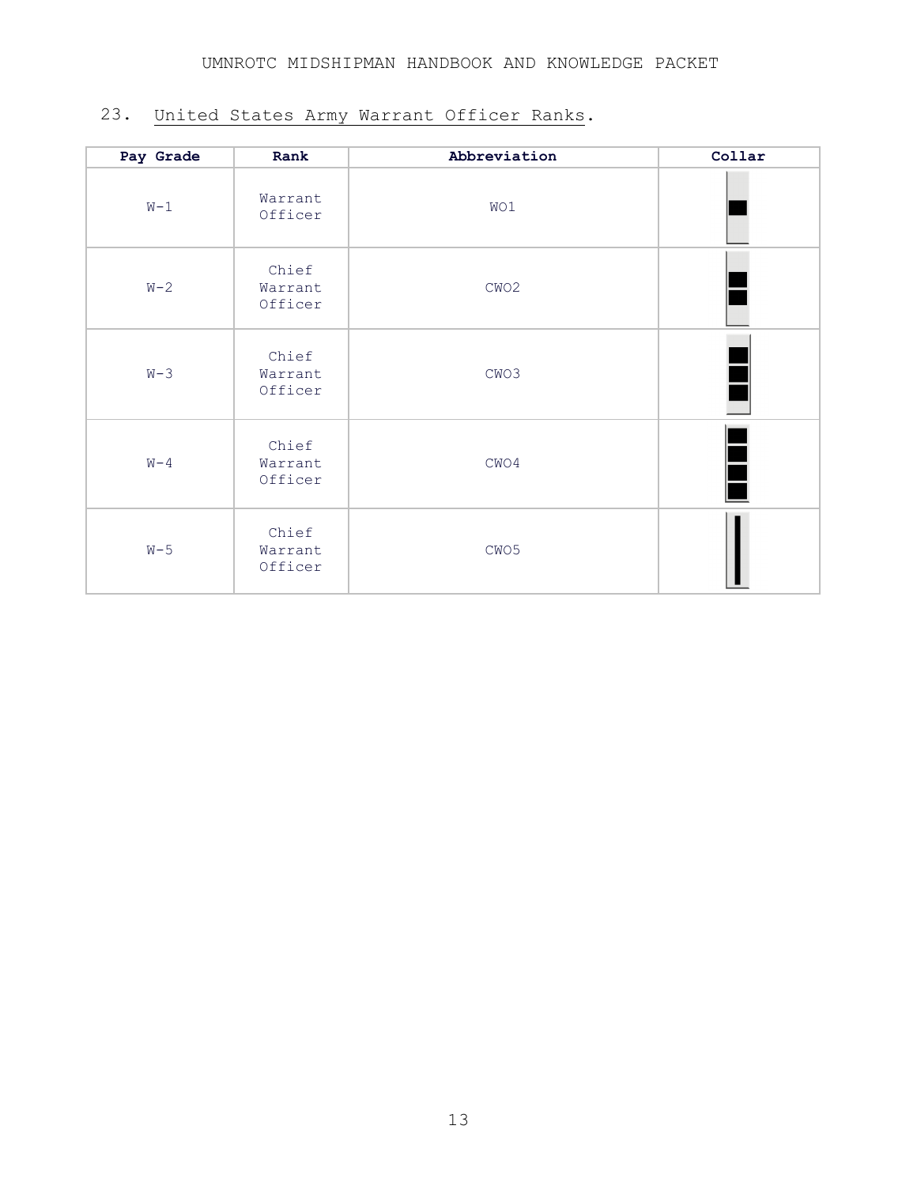23. United States Army Warrant Officer Ranks.

| Pay Grade | Rank | Abbreviation | Collar |
|---|---|---|---|
| W-1 | Warrant Officer | WO1 | |
| W-2 | Chief Warrant Officer | CWO2 | |
| W-3 | Chief Warrant Officer | CWO3 | |
| W-4 | Chief Warrant Officer | CWO4 | |
| W-5 | Chief Warrant Officer | CWO5 | |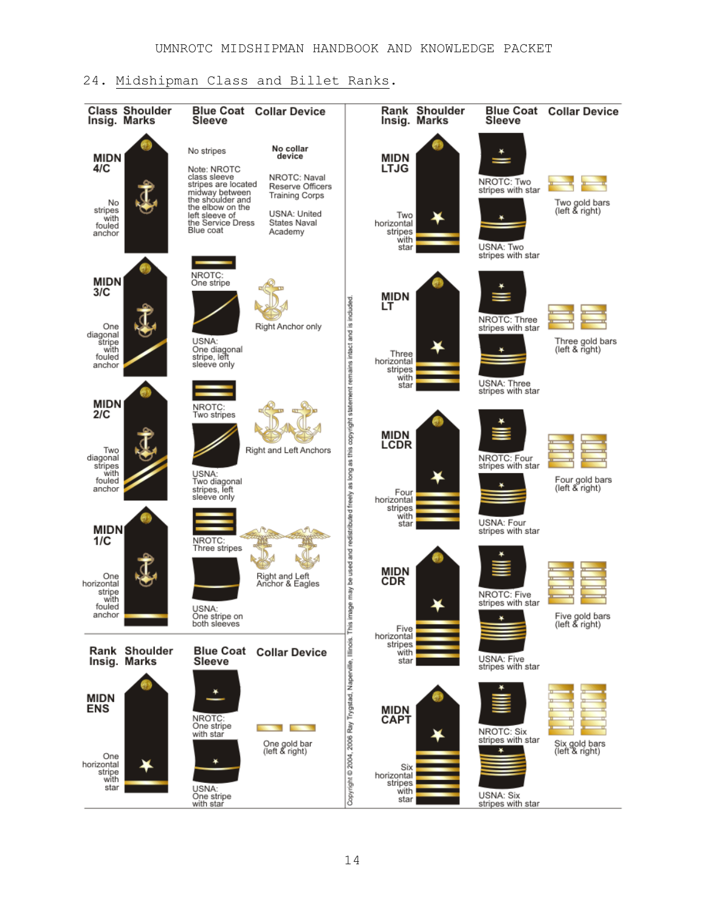## 24. Midshipman Class and Billet Ranks.

| Class Insig. | Shoulder Marks | Blue Coat Sleeve | Collar Device |
|---|---|---|---|
| MIDN 4/C | No stripes with fouled anchor | No stripes<br><br>Note: NROTC class sleeve stripes are located midway between the shoulder and the elbow on the left sleeve of the Service Dress Blue coat | No collar device<br><br>NROTC: Naval Reserve Officers Training Corps<br><br>USNA: United States Naval Academy |
| MIDN 3/C | One diagonal stripe with fouled anchor | NROTC: One stripe<br><br>USNA: One diagonal stripe, left sleeve only | Right Anchor only |
| MIDN 2/C | Two diagonal stripes with fouled anchor | NROTC: Two stripes<br><br>USNA: Two diagonal stripes, left sleeve only | Right and Left Anchors |
| MIDN 1/C | One horizontal stripe with fouled anchor | NROTC: Three stripes<br><br>USNA: One stripe on both sleeves | Right and Left Anchor & Eagles |

| Rank Insig. | Shoulder Marks | Blue Coat Sleeve | Collar Device |
|---|---|---|---|
| MIDN ENS | One horizontal stripe with star | NROTC: One stripe with star<br><br>USNA: One stripe with star | One gold bar (left & right) |
| MIDN LTJG | Two horizontal stripes with star | NROTC: Two stripes with star<br><br>USNA: Two stripes with star | Two gold bars (left & right) |
| MIDN LT | Three horizontal stripes with star | NROTC: Three stripes with star<br><br>USNA: Three stripes with star | Three gold bars (left & right) |
| MIDN LCDR | Four horizontal stripes with star | NROTC: Four stripes with star<br><br>USNA: Four stripes with star | Four gold bars (left & right) |
| MIDN CDR | Five horizontal stripes with star | NROTC: Five stripes with star<br><br>USNA: Five stripes with star | Five gold bars (left & right) |
| MIDN CAPT | Six horizontal stripes with star | NROTC: Six stripes with star<br><br>USNA: Six stripes with star | Six gold bars (left & right) |

Copyright © 2004, 2006 Ray Trygstad, Naperville, Illinois. This image may be used and redistributed freely as long as this copyright statement remains intact and is included.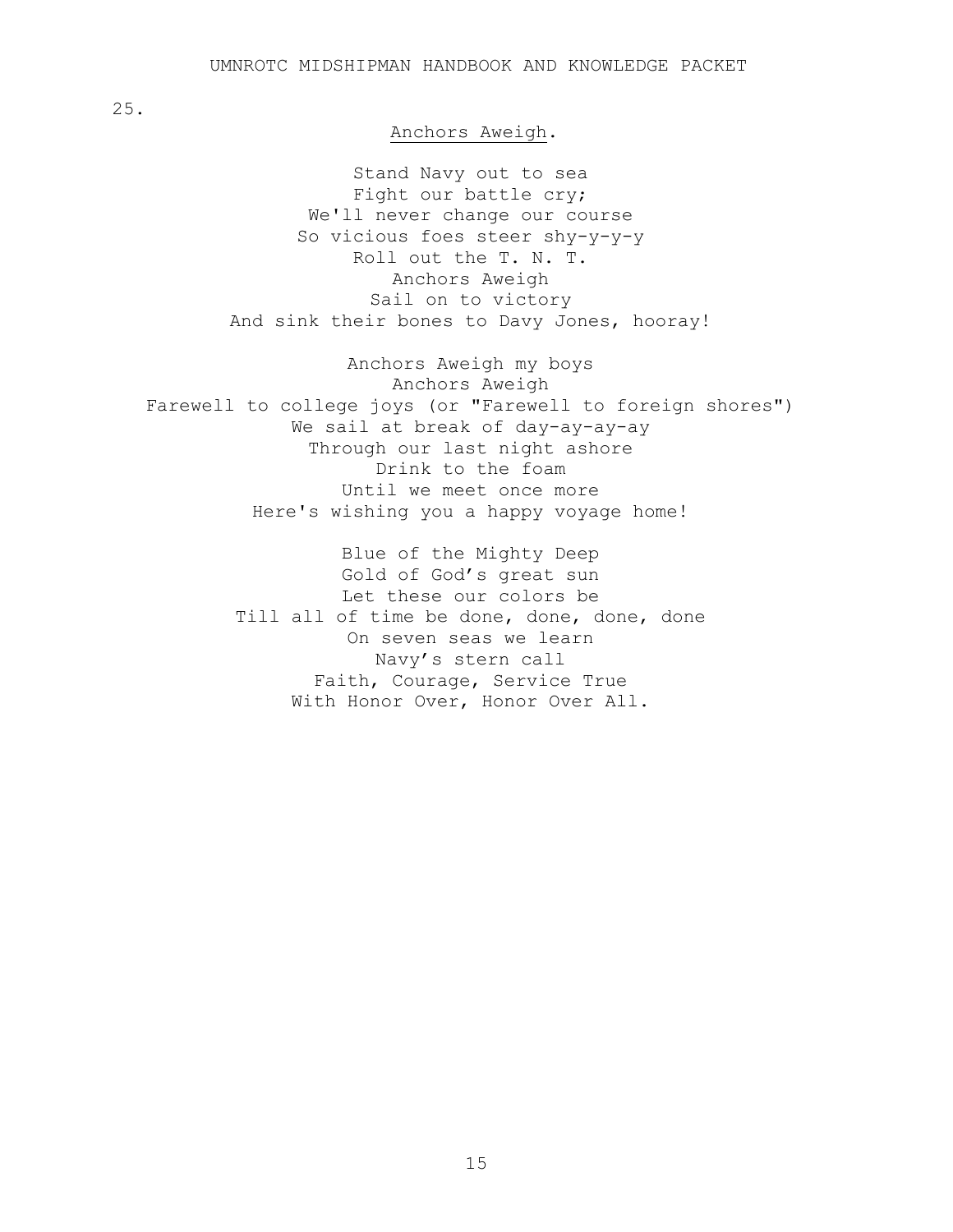25.

Anchors Aweigh.

Stand Navy out to sea  
Fight our battle cry;  
We'll never change our course  
So vicious foes steer shy-y-y-y  
Roll out the T. N. T.  
Anchors Aweigh  
Sail on to victory  
And sink their bones to Davy Jones, hooray!

Anchors Aweigh my boys  
Anchors Aweigh  
Farewell to college joys (or "Farewell to foreign shores")  
We sail at break of day-ay-ay-ay  
Through our last night ashore  
Drink to the foam  
Until we meet once more  
Here's wishing you a happy voyage home!

Blue of the Mighty Deep  
Gold of God's great sun  
Let these our colors be  
Till all of time be done, done, done, done  
On seven seas we learn  
Navy's stern call  
Faith, Courage, Service True  
With Honor Over, Honor Over All.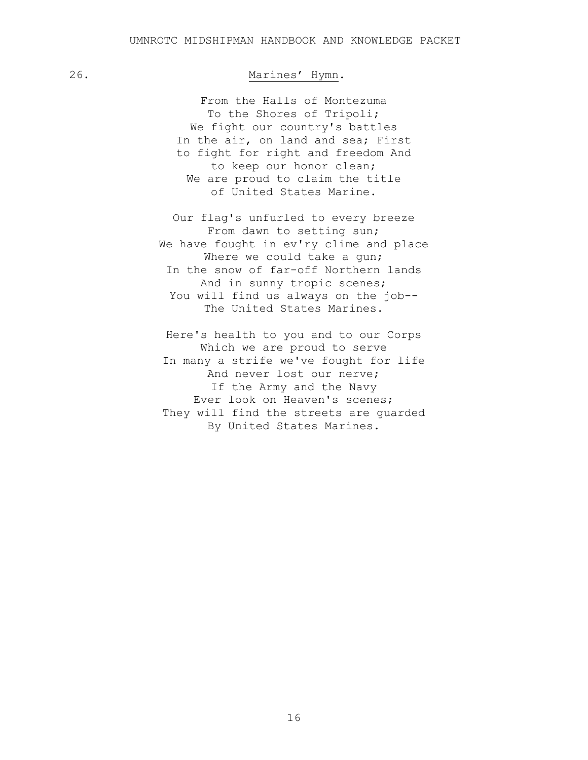26. Marines' Hymn.

From the Halls of Montezuma
To the Shores of Tripoli;
We fight our country's battles
In the air, on land and sea; First
to fight for right and freedom And
to keep our honor clean;
We are proud to claim the title
of United States Marine.

Our flag's unfurled to every breeze
From dawn to setting sun;
We have fought in ev'ry clime and place
Where we could take a gun;
In the snow of far-off Northern lands
And in sunny tropic scenes;
You will find us always on the job--
The United States Marines.

Here's health to you and to our Corps
Which we are proud to serve
In many a strife we've fought for life
And never lost our nerve;
If the Army and the Navy
Ever look on Heaven's scenes;
They will find the streets are guarded
By United States Marines.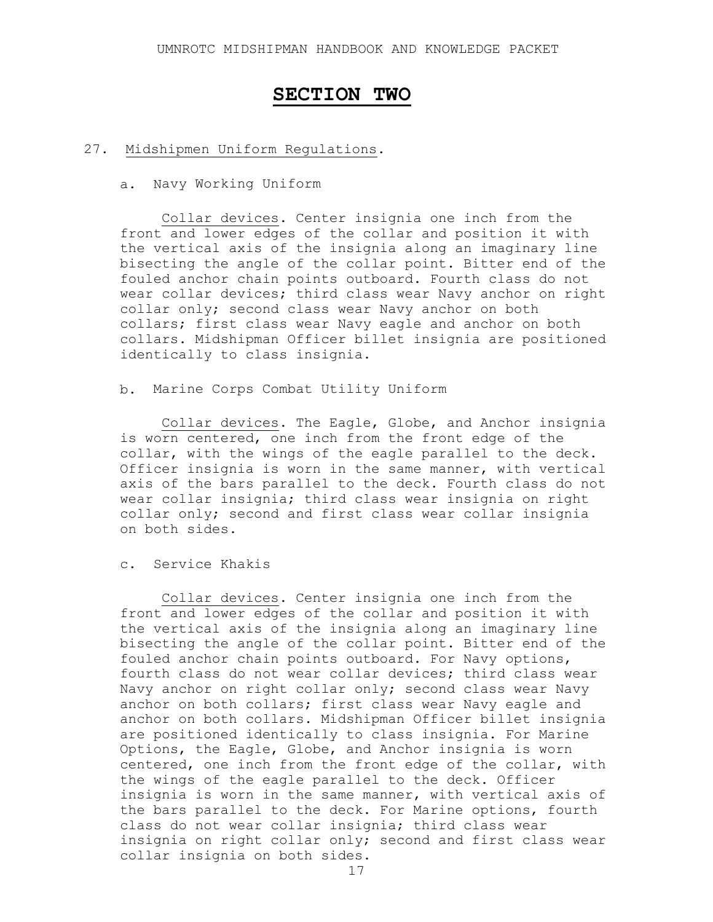# SECTION TWO

27. Midshipmen Uniform Regulations.

a. Navy Working Uniform

Collar devices. Center insignia one inch from the front and lower edges of the collar and position it with the vertical axis of the insignia along an imaginary line bisecting the angle of the collar point. Bitter end of the fouled anchor chain points outboard. Fourth class do not wear collar devices; third class wear Navy anchor on right collar only; second class wear Navy anchor on both collars; first class wear Navy eagle and anchor on both collars. Midshipman Officer billet insignia are positioned identically to class insignia.

b. Marine Corps Combat Utility Uniform

Collar devices. The Eagle, Globe, and Anchor insignia is worn centered, one inch from the front edge of the collar, with the wings of the eagle parallel to the deck. Officer insignia is worn in the same manner, with vertical axis of the bars parallel to the deck. Fourth class do not wear collar insignia; third class wear insignia on right collar only; second and first class wear collar insignia on both sides.

c. Service Khakis

Collar devices. Center insignia one inch from the front and lower edges of the collar and position it with the vertical axis of the insignia along an imaginary line bisecting the angle of the collar point. Bitter end of the fouled anchor chain points outboard. For Navy options, fourth class do not wear collar devices; third class wear Navy anchor on right collar only; second class wear Navy anchor on both collars; first class wear Navy eagle and anchor on both collars. Midshipman Officer billet insignia are positioned identically to class insignia. For Marine Options, the Eagle, Globe, and Anchor insignia is worn centered, one inch from the front edge of the collar, with the wings of the eagle parallel to the deck. Officer insignia is worn in the same manner, with vertical axis of the bars parallel to the deck. For Marine options, fourth class do not wear collar insignia; third class wear insignia on right collar only; second and first class wear collar insignia on both sides.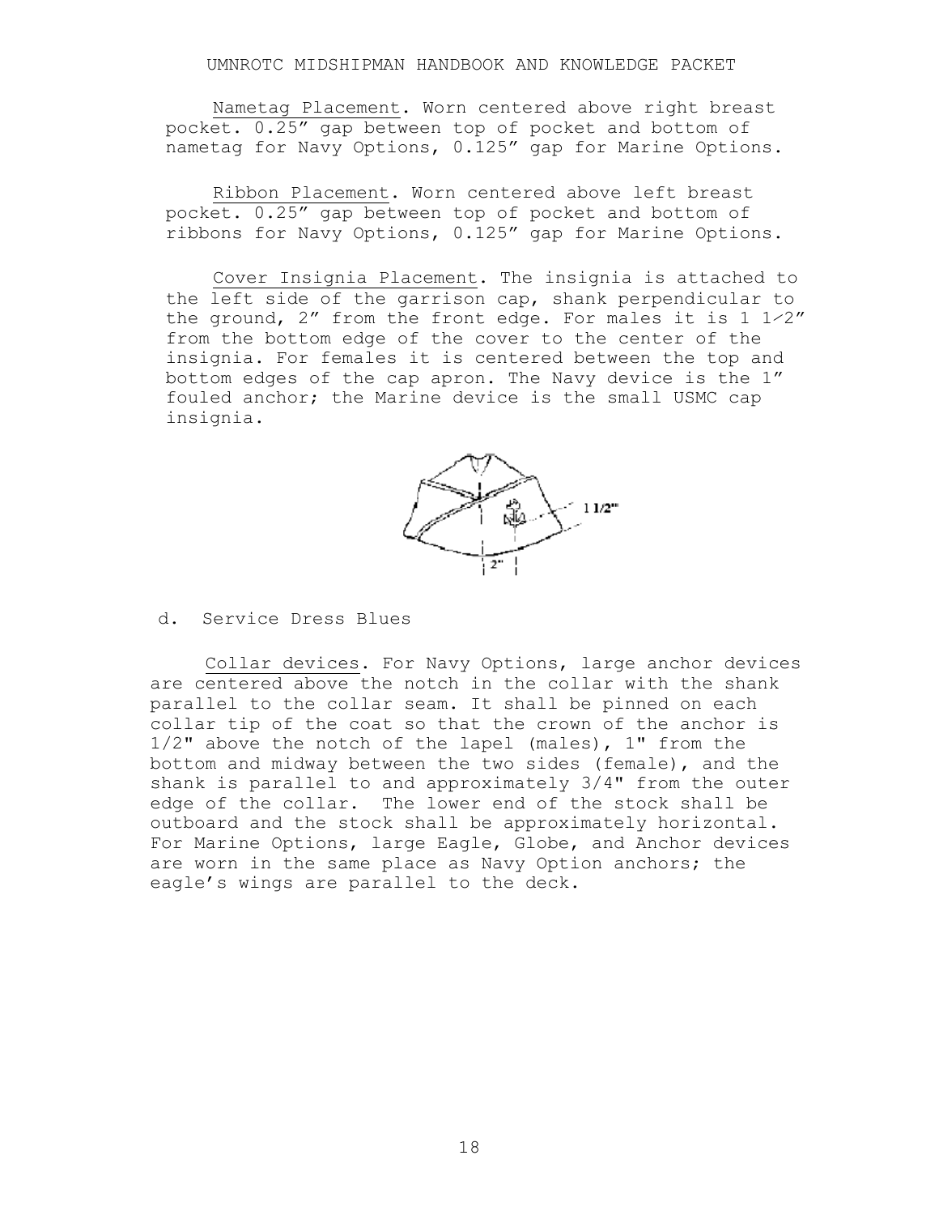Nametag Placement. Worn centered above right breast pocket. 0.25″ gap between top of pocket and bottom of nametag for Navy Options, 0.125″ gap for Marine Options.

Ribbon Placement. Worn centered above left breast pocket. 0.25″ gap between top of pocket and bottom of ribbons for Navy Options, 0.125″ gap for Marine Options.

Cover Insignia Placement. The insignia is attached to the left side of the garrison cap, shank perpendicular to the ground, 2″ from the front edge. For males it is 1 1⁄2″ from the bottom edge of the cover to the center of the insignia. For females it is centered between the top and bottom edges of the cap apron. The Navy device is the 1″ fouled anchor; the Marine device is the small USMC cap insignia.

d. Service Dress Blues

Collar devices. For Navy Options, large anchor devices are centered above the notch in the collar with the shank parallel to the collar seam. It shall be pinned on each collar tip of the coat so that the crown of the anchor is 1/2" above the notch of the lapel (males), 1" from the bottom and midway between the two sides (female), and the shank is parallel to and approximately 3/4" from the outer edge of the collar. The lower end of the stock shall be outboard and the stock shall be approximately horizontal. For Marine Options, large Eagle, Globe, and Anchor devices are worn in the same place as Navy Option anchors; the eagle's wings are parallel to the deck.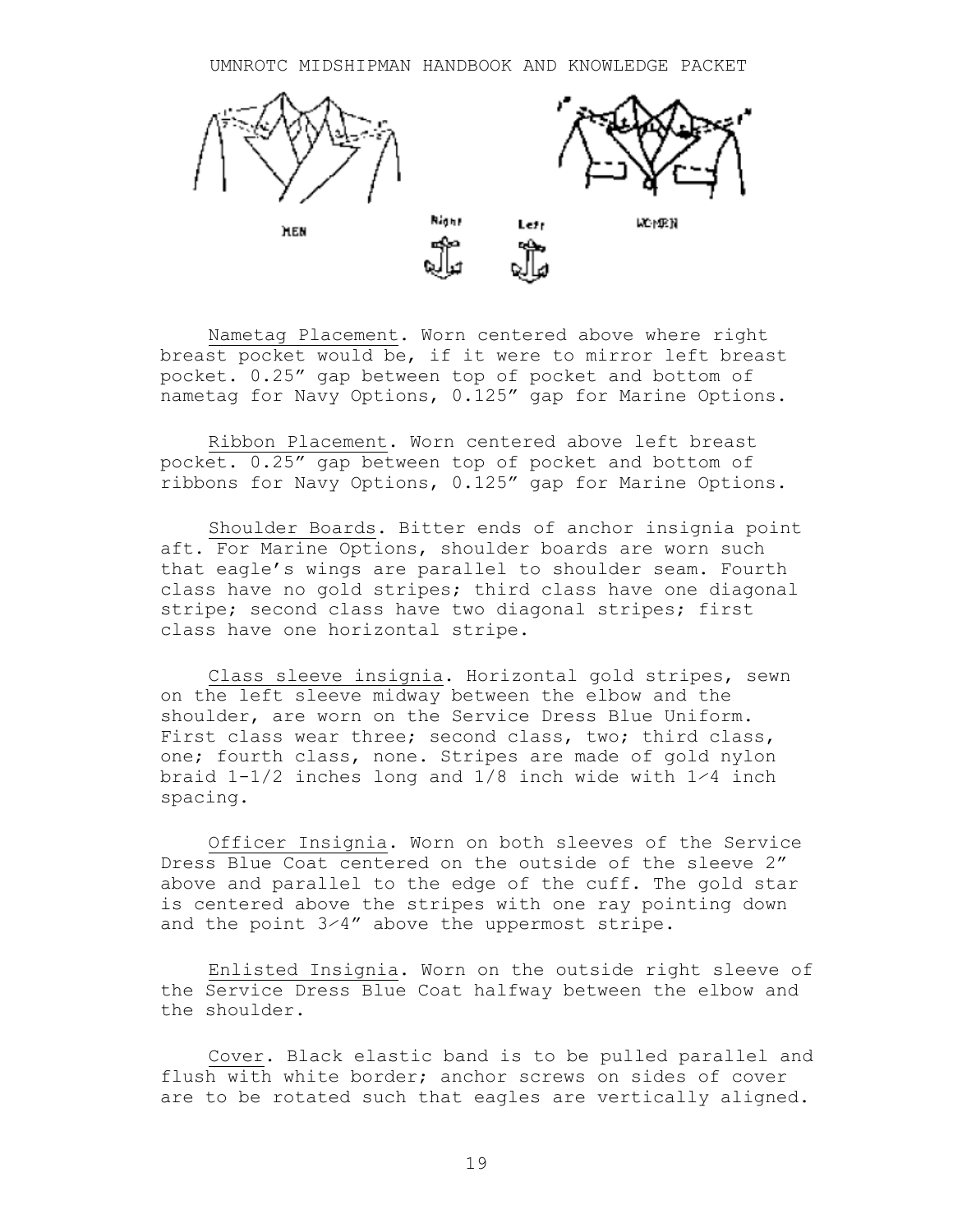MEN Right Left WOMEN

Nametag Placement. Worn centered above where right breast pocket would be, if it were to mirror left breast pocket. 0.25" gap between top of pocket and bottom of nametag for Navy Options, 0.125" gap for Marine Options.

Ribbon Placement. Worn centered above left breast pocket. 0.25" gap between top of pocket and bottom of ribbons for Navy Options, 0.125" gap for Marine Options.

Shoulder Boards. Bitter ends of anchor insignia point aft. For Marine Options, shoulder boards are worn such that eagle's wings are parallel to shoulder seam. Fourth class have no gold stripes; third class have one diagonal stripe; second class have two diagonal stripes; first class have one horizontal stripe.

Class sleeve insignia. Horizontal gold stripes, sewn on the left sleeve midway between the elbow and the shoulder, are worn on the Service Dress Blue Uniform. First class wear three; second class, two; third class, one; fourth class, none. Stripes are made of gold nylon braid 1-1/2 inches long and 1/8 inch wide with 1/4 inch spacing.

Officer Insignia. Worn on both sleeves of the Service Dress Blue Coat centered on the outside of the sleeve 2" above and parallel to the edge of the cuff. The gold star is centered above the stripes with one ray pointing down and the point 3/4" above the uppermost stripe.

Enlisted Insignia. Worn on the outside right sleeve of the Service Dress Blue Coat halfway between the elbow and the shoulder.

Cover. Black elastic band is to be pulled parallel and flush with white border; anchor screws on sides of cover are to be rotated such that eagles are vertically aligned.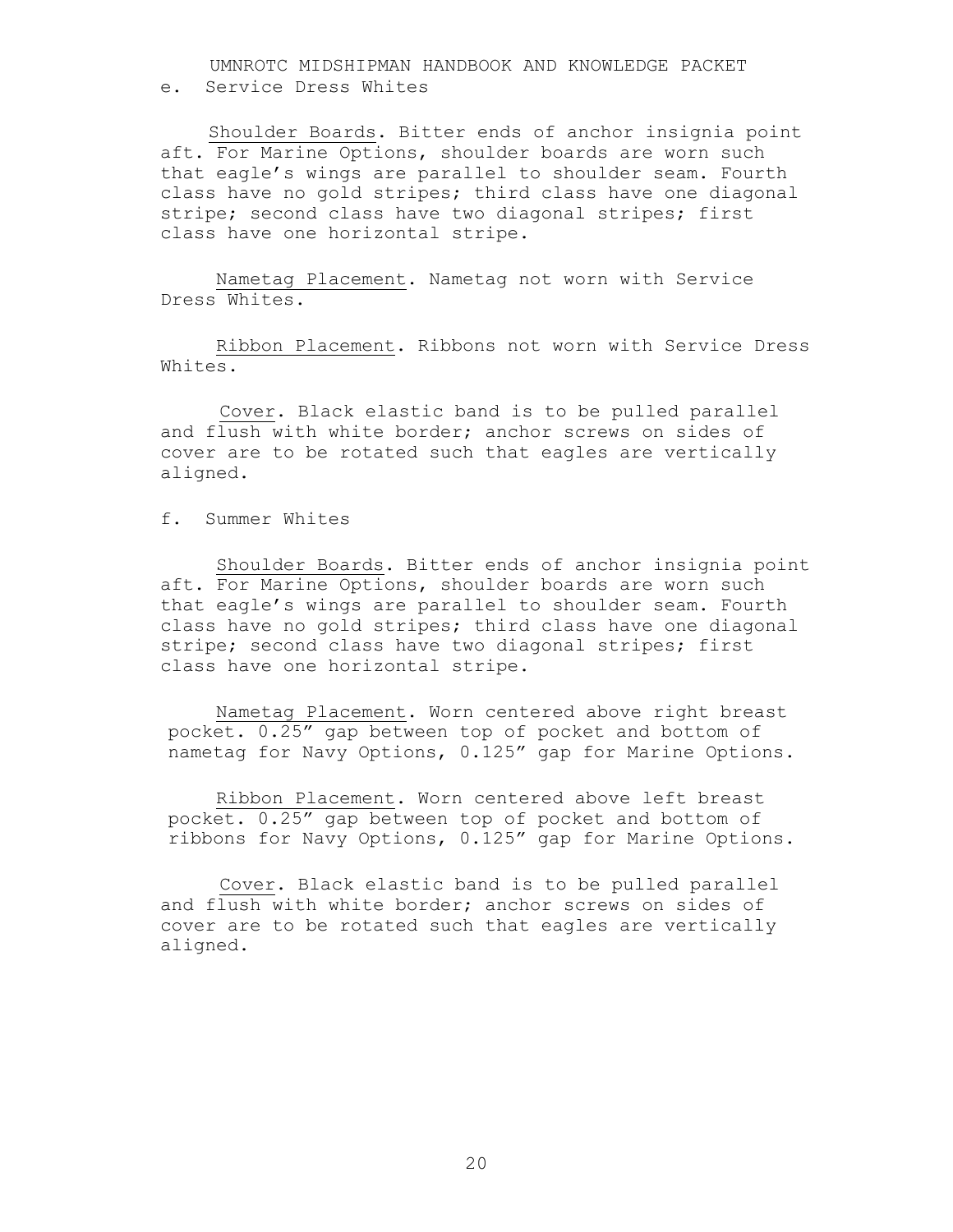e. Service Dress Whites

Shoulder Boards. Bitter ends of anchor insignia point aft. For Marine Options, shoulder boards are worn such that eagle's wings are parallel to shoulder seam. Fourth class have no gold stripes; third class have one diagonal stripe; second class have two diagonal stripes; first class have one horizontal stripe.

Nametag Placement. Nametag not worn with Service Dress Whites.

Ribbon Placement. Ribbons not worn with Service Dress Whites.

Cover. Black elastic band is to be pulled parallel and flush with white border; anchor screws on sides of cover are to be rotated such that eagles are vertically aligned.

f. Summer Whites

Shoulder Boards. Bitter ends of anchor insignia point aft. For Marine Options, shoulder boards are worn such that eagle's wings are parallel to shoulder seam. Fourth class have no gold stripes; third class have one diagonal stripe; second class have two diagonal stripes; first class have one horizontal stripe.

Nametag Placement. Worn centered above right breast pocket. 0.25" gap between top of pocket and bottom of nametag for Navy Options, 0.125" gap for Marine Options.

Ribbon Placement. Worn centered above left breast pocket. 0.25" gap between top of pocket and bottom of ribbons for Navy Options, 0.125" gap for Marine Options.

Cover. Black elastic band is to be pulled parallel and flush with white border; anchor screws on sides of cover are to be rotated such that eagles are vertically aligned.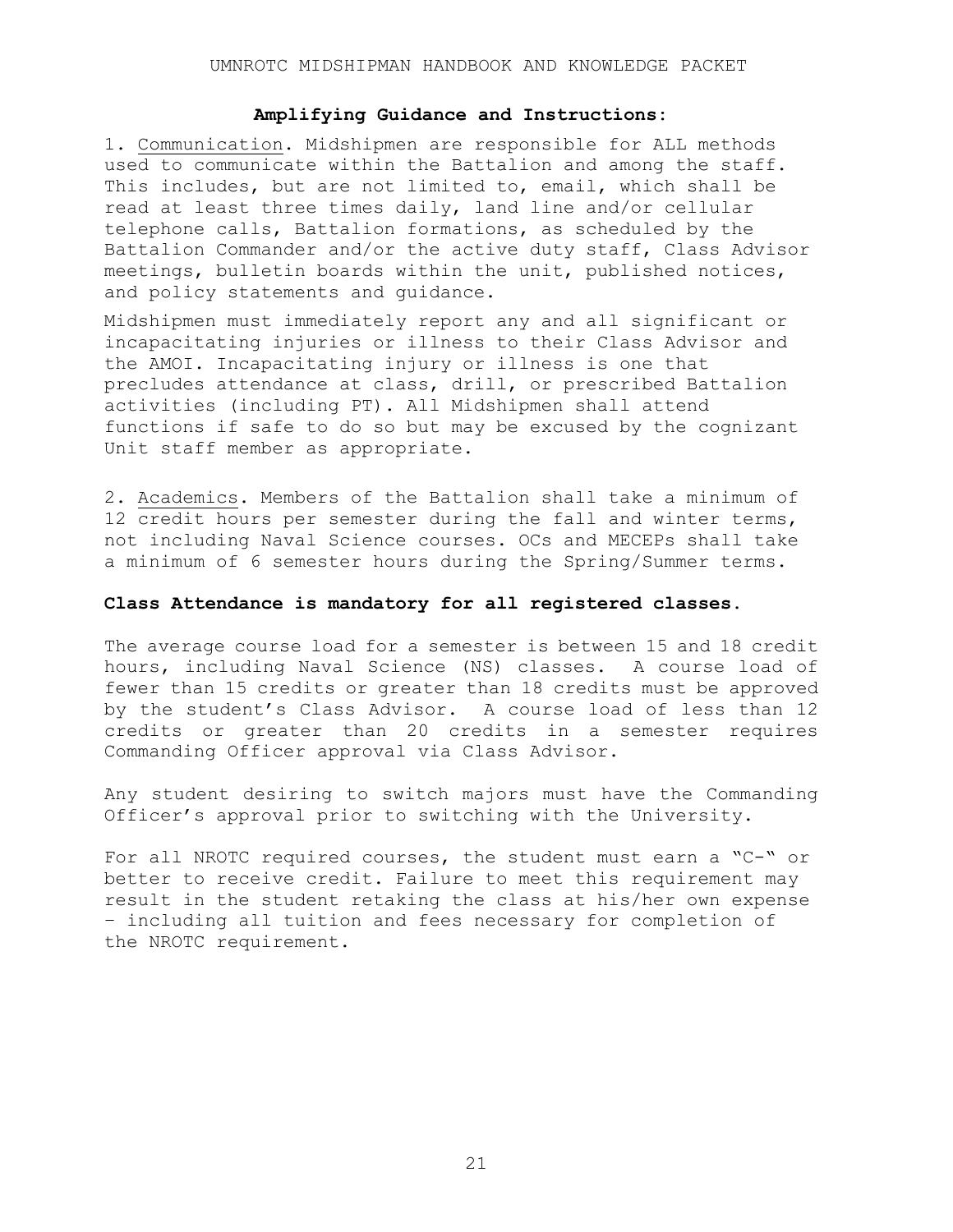**Amplifying Guidance and Instructions:**

1. <u>Communication</u>. Midshipmen are responsible for ALL methods used to communicate within the Battalion and among the staff. This includes, but are not limited to, email, which shall be read at least three times daily, land line and/or cellular telephone calls, Battalion formations, as scheduled by the Battalion Commander and/or the active duty staff, Class Advisor meetings, bulletin boards within the unit, published notices, and policy statements and guidance.

Midshipmen must immediately report any and all significant or incapacitating injuries or illness to their Class Advisor and the AMOI. Incapacitating injury or illness is one that precludes attendance at class, drill, or prescribed Battalion activities (including PT). All Midshipmen shall attend functions if safe to do so but may be excused by the cognizant Unit staff member as appropriate.

2. <u>Academics</u>. Members of the Battalion shall take a minimum of 12 credit hours per semester during the fall and winter terms, not including Naval Science courses. OCs and MECEPs shall take a minimum of 6 semester hours during the Spring/Summer terms.

**Class Attendance is mandatory for all registered classes.**

The average course load for a semester is between 15 and 18 credit hours, including Naval Science (NS) classes. A course load of fewer than 15 credits or greater than 18 credits must be approved by the student's Class Advisor. A course load of less than 12 credits or greater than 20 credits in a semester requires Commanding Officer approval via Class Advisor.

Any student desiring to switch majors must have the Commanding Officer's approval prior to switching with the University.

For all NROTC required courses, the student must earn a "C-" or better to receive credit. Failure to meet this requirement may result in the student retaking the class at his/her own expense – including all tuition and fees necessary for completion of the NROTC requirement.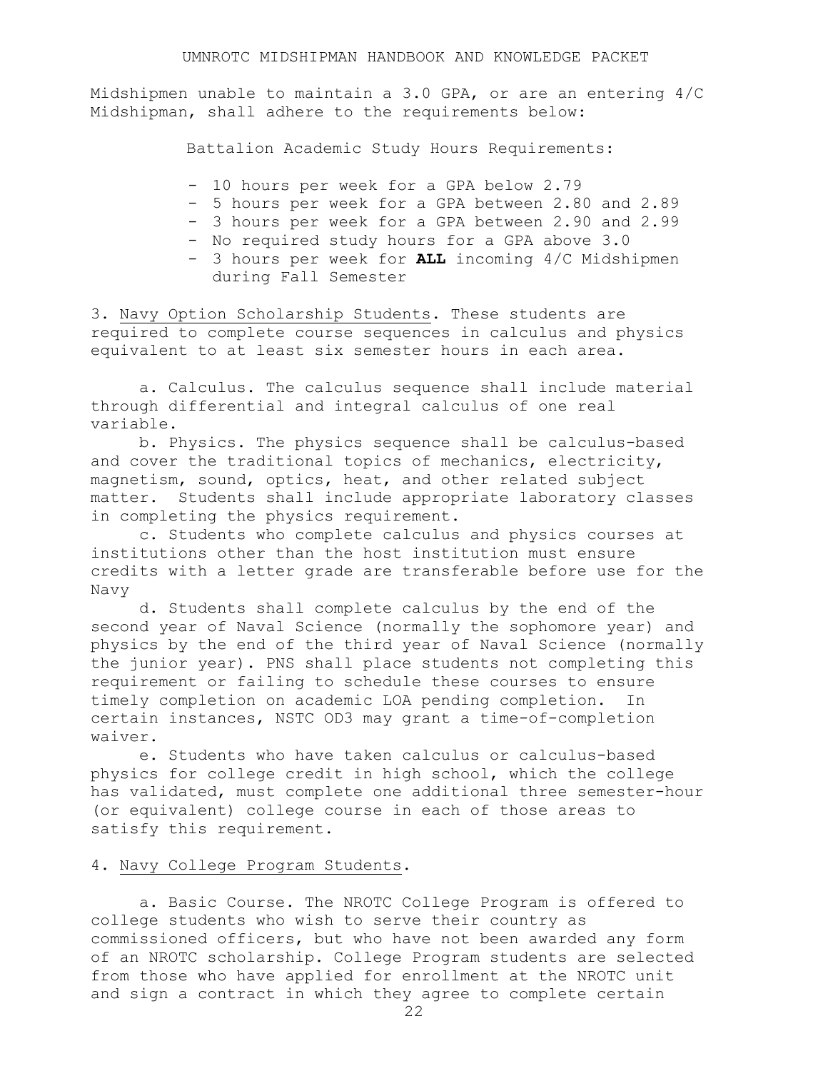Midshipmen unable to maintain a 3.0 GPA, or are an entering 4/C Midshipman, shall adhere to the requirements below:

Battalion Academic Study Hours Requirements:

- 10 hours per week for a GPA below 2.79
- 5 hours per week for a GPA between 2.80 and 2.89
- 3 hours per week for a GPA between 2.90 and 2.99
- No required study hours for a GPA above 3.0
- 3 hours per week for **ALL** incoming 4/C Midshipmen during Fall Semester

3. <u>Navy Option Scholarship Students</u>. These students are required to complete course sequences in calculus and physics equivalent to at least six semester hours in each area.

a. Calculus. The calculus sequence shall include material through differential and integral calculus of one real variable.

b. Physics. The physics sequence shall be calculus-based and cover the traditional topics of mechanics, electricity, magnetism, sound, optics, heat, and other related subject matter. Students shall include appropriate laboratory classes in completing the physics requirement.

c. Students who complete calculus and physics courses at institutions other than the host institution must ensure credits with a letter grade are transferable before use for the Navy

d. Students shall complete calculus by the end of the second year of Naval Science (normally the sophomore year) and physics by the end of the third year of Naval Science (normally the junior year). PNS shall place students not completing this requirement or failing to schedule these courses to ensure timely completion on academic LOA pending completion. In certain instances, NSTC OD3 may grant a time-of-completion waiver.

e. Students who have taken calculus or calculus-based physics for college credit in high school, which the college has validated, must complete one additional three semester-hour (or equivalent) college course in each of those areas to satisfy this requirement.

4. <u>Navy College Program Students</u>.

a. Basic Course. The NROTC College Program is offered to college students who wish to serve their country as commissioned officers, but who have not been awarded any form of an NROTC scholarship. College Program students are selected from those who have applied for enrollment at the NROTC unit and sign a contract in which they agree to complete certain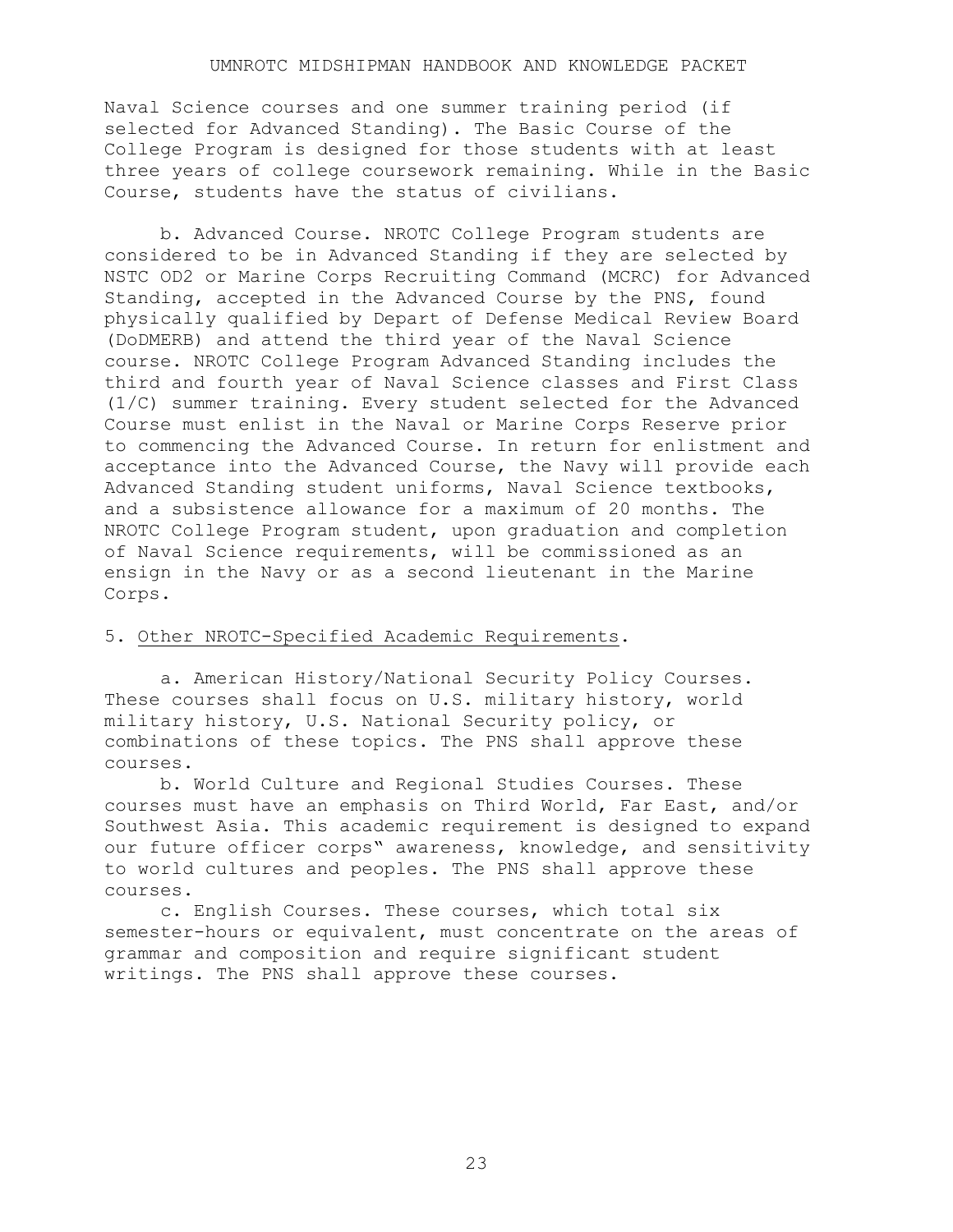Naval Science courses and one summer training period (if selected for Advanced Standing). The Basic Course of the College Program is designed for those students with at least three years of college coursework remaining. While in the Basic Course, students have the status of civilians.

b. Advanced Course. NROTC College Program students are considered to be in Advanced Standing if they are selected by NSTC OD2 or Marine Corps Recruiting Command (MCRC) for Advanced Standing, accepted in the Advanced Course by the PNS, found physically qualified by Depart of Defense Medical Review Board (DoDMERB) and attend the third year of the Naval Science course. NROTC College Program Advanced Standing includes the third and fourth year of Naval Science classes and First Class (1/C) summer training. Every student selected for the Advanced Course must enlist in the Naval or Marine Corps Reserve prior to commencing the Advanced Course. In return for enlistment and acceptance into the Advanced Course, the Navy will provide each Advanced Standing student uniforms, Naval Science textbooks, and a subsistence allowance for a maximum of 20 months. The NROTC College Program student, upon graduation and completion of Naval Science requirements, will be commissioned as an ensign in the Navy or as a second lieutenant in the Marine Corps.

5. <u>Other NROTC-Specified Academic Requirements</u>.

a. American History/National Security Policy Courses. These courses shall focus on U.S. military history, world military history, U.S. National Security policy, or combinations of these topics. The PNS shall approve these courses.

b. World Culture and Regional Studies Courses. These courses must have an emphasis on Third World, Far East, and/or Southwest Asia. This academic requirement is designed to expand our future officer corps" awareness, knowledge, and sensitivity to world cultures and peoples. The PNS shall approve these courses.

c. English Courses. These courses, which total six semester-hours or equivalent, must concentrate on the areas of grammar and composition and require significant student writings. The PNS shall approve these courses.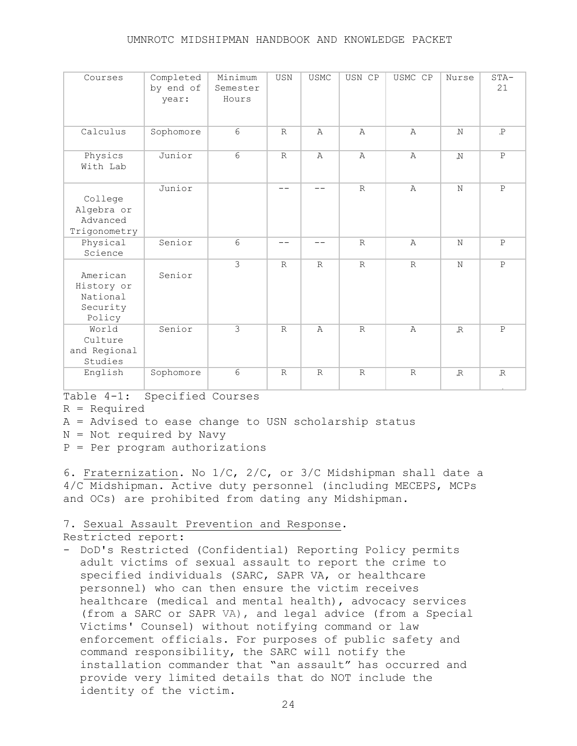| Courses | Completed by end of year: | Minimum Semester Hours | USN | USMC | USN CP | USMC CP | Nurse | STA-21 |
|---|---|---|---|---|---|---|---|---|
| Calculus | Sophomore | 6 | R | A | A | A | N | P |
| Physics With Lab | Junior | 6 | R | A | A | A | N | P |
| College Algebra or Advanced Trigonometry | Junior | | -- | -- | R | A | N | P |
| Physical Science | Senior | 6 | -- | -- | R | A | N | P |
| American History or National Security Policy | Senior | 3 | R | R | R | R | N | P |
| World Culture and Regional Studies | Senior | 3 | R | A | R | A | R | P |
| English | Sophomore | 6 | R | R | R | R | R | R |

Table 4-1: Specified Courses

R = Required

A = Advised to ease change to USN scholarship status

N = Not required by Navy

P = Per program authorizations

6. Fraternization. No 1/C, 2/C, or 3/C Midshipman shall date a 4/C Midshipman. Active duty personnel (including MECEPS, MCPs and OCs) are prohibited from dating any Midshipman.

7. Sexual Assault Prevention and Response.

Restricted report:

- DoD's Restricted (Confidential) Reporting Policy permits adult victims of sexual assault to report the crime to specified individuals (SARC, SAPR VA, or healthcare personnel) who can then ensure the victim receives healthcare (medical and mental health), advocacy services (from a SARC or SAPR VA), and legal advice (from a Special Victims' Counsel) without notifying command or law enforcement officials. For purposes of public safety and command responsibility, the SARC will notify the installation commander that "an assault" has occurred and provide very limited details that do NOT include the identity of the victim.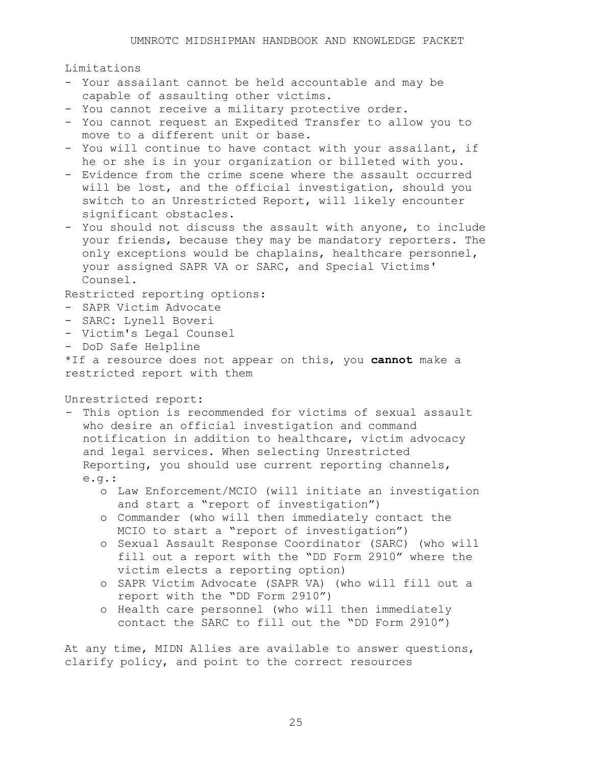Limitations

- Your assailant cannot be held accountable and may be capable of assaulting other victims.
- You cannot receive a military protective order.
- You cannot request an Expedited Transfer to allow you to move to a different unit or base.
- You will continue to have contact with your assailant, if he or she is in your organization or billeted with you.
- Evidence from the crime scene where the assault occurred will be lost, and the official investigation, should you switch to an Unrestricted Report, will likely encounter significant obstacles.
- You should not discuss the assault with anyone, to include your friends, because they may be mandatory reporters. The only exceptions would be chaplains, healthcare personnel, your assigned SAPR VA or SARC, and Special Victims' Counsel.

Restricted reporting options:

- SAPR Victim Advocate
- SARC: Lynell Boveri
- Victim's Legal Counsel
- DoD Safe Helpline

*If a resource does not appear on this, you **cannot** make a restricted report with them

Unrestricted report:

- This option is recommended for victims of sexual assault who desire an official investigation and command notification in addition to healthcare, victim advocacy and legal services. When selecting Unrestricted Reporting, you should use current reporting channels, e.g.:
  - Law Enforcement/MCIO (will initiate an investigation and start a "report of investigation")
  - Commander (who will then immediately contact the MCIO to start a "report of investigation")
  - Sexual Assault Response Coordinator (SARC) (who will fill out a report with the "DD Form 2910" where the victim elects a reporting option)
  - SAPR Victim Advocate (SAPR VA) (who will fill out a report with the "DD Form 2910")
  - Health care personnel (who will then immediately contact the SARC to fill out the "DD Form 2910")

At any time, MIDN Allies are available to answer questions, clarify policy, and point to the correct resources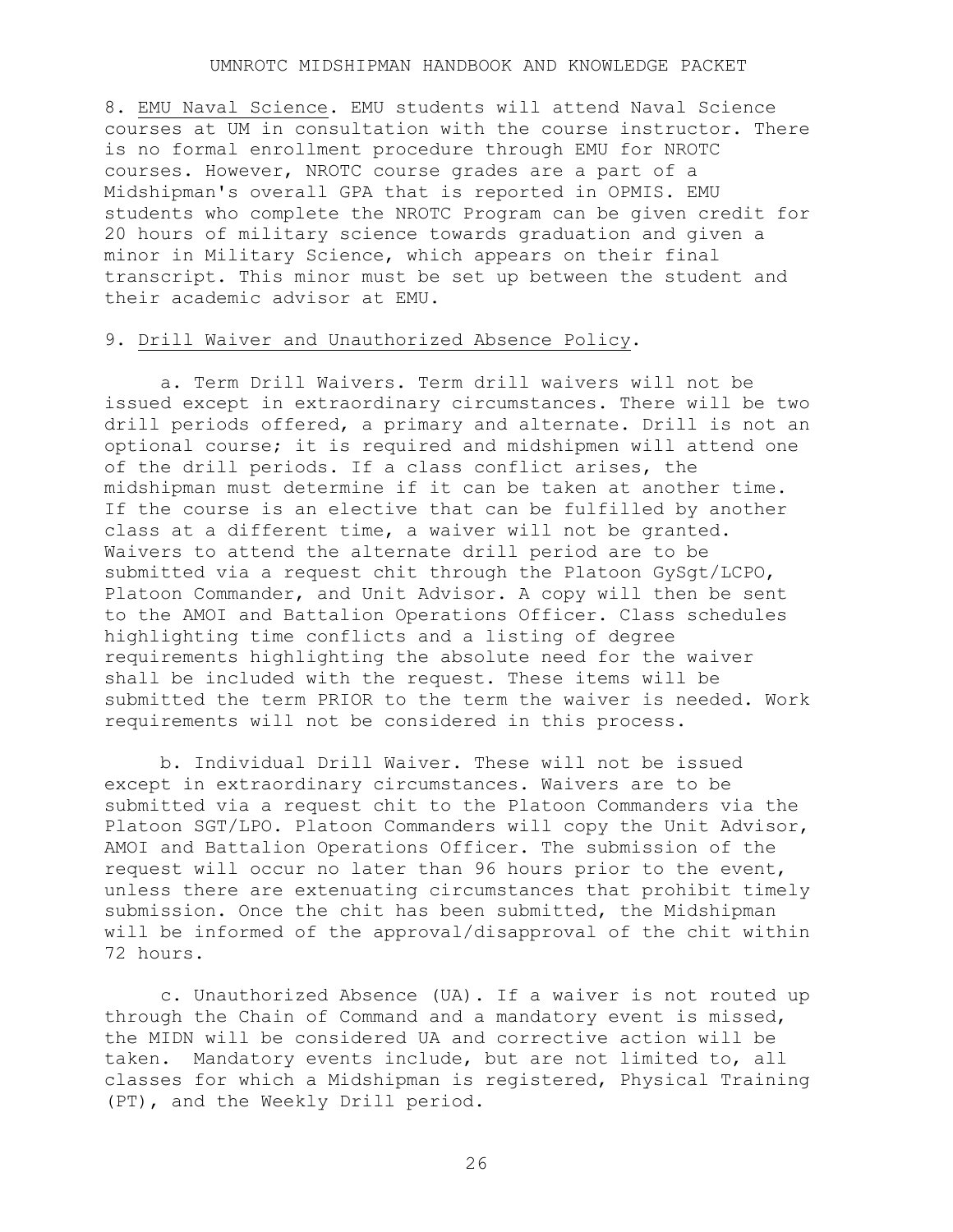8. <u>EMU Naval Science</u>. EMU students will attend Naval Science courses at UM in consultation with the course instructor. There is no formal enrollment procedure through EMU for NROTC courses. However, NROTC course grades are a part of a Midshipman's overall GPA that is reported in OPMIS. EMU students who complete the NROTC Program can be given credit for 20 hours of military science towards graduation and given a minor in Military Science, which appears on their final transcript. This minor must be set up between the student and their academic advisor at EMU.

9. <u>Drill Waiver and Unauthorized Absence Policy</u>.

a. Term Drill Waivers. Term drill waivers will not be issued except in extraordinary circumstances. There will be two drill periods offered, a primary and alternate. Drill is not an optional course; it is required and midshipmen will attend one of the drill periods. If a class conflict arises, the midshipman must determine if it can be taken at another time. If the course is an elective that can be fulfilled by another class at a different time, a waiver will not be granted. Waivers to attend the alternate drill period are to be submitted via a request chit through the Platoon GySgt/LCPO, Platoon Commander, and Unit Advisor. A copy will then be sent to the AMOI and Battalion Operations Officer. Class schedules highlighting time conflicts and a listing of degree requirements highlighting the absolute need for the waiver shall be included with the request. These items will be submitted the term PRIOR to the term the waiver is needed. Work requirements will not be considered in this process.

b. Individual Drill Waiver. These will not be issued except in extraordinary circumstances. Waivers are to be submitted via a request chit to the Platoon Commanders via the Platoon SGT/LPO. Platoon Commanders will copy the Unit Advisor, AMOI and Battalion Operations Officer. The submission of the request will occur no later than 96 hours prior to the event, unless there are extenuating circumstances that prohibit timely submission. Once the chit has been submitted, the Midshipman will be informed of the approval/disapproval of the chit within 72 hours.

c. Unauthorized Absence (UA). If a waiver is not routed up through the Chain of Command and a mandatory event is missed, the MIDN will be considered UA and corrective action will be taken. Mandatory events include, but are not limited to, all classes for which a Midshipman is registered, Physical Training (PT), and the Weekly Drill period.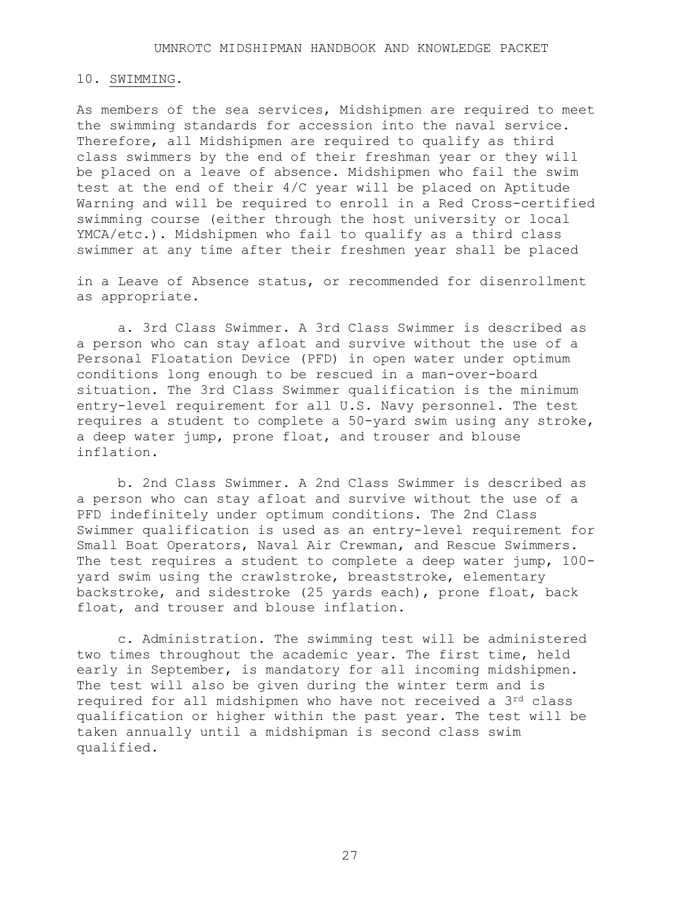## 10. SWIMMING.

As members of the sea services, Midshipmen are required to meet the swimming standards for accession into the naval service. Therefore, all Midshipmen are required to qualify as third class swimmers by the end of their freshman year or they will be placed on a leave of absence. Midshipmen who fail the swim test at the end of their 4/C year will be placed on Aptitude Warning and will be required to enroll in a Red Cross-certified swimming course (either through the host university or local YMCA/etc.). Midshipmen who fail to qualify as a third class swimmer at any time after their freshmen year shall be placed in a Leave of Absence status, or recommended for disenrollment as appropriate.

a. 3rd Class Swimmer. A 3rd Class Swimmer is described as a person who can stay afloat and survive without the use of a Personal Floatation Device (PFD) in open water under optimum conditions long enough to be rescued in a man-over-board situation. The 3rd Class Swimmer qualification is the minimum entry-level requirement for all U.S. Navy personnel. The test requires a student to complete a 50-yard swim using any stroke, a deep water jump, prone float, and trouser and blouse inflation.

b. 2nd Class Swimmer. A 2nd Class Swimmer is described as a person who can stay afloat and survive without the use of a PFD indefinitely under optimum conditions. The 2nd Class Swimmer qualification is used as an entry-level requirement for Small Boat Operators, Naval Air Crewman, and Rescue Swimmers. The test requires a student to complete a deep water jump, 100-yard swim using the crawlstroke, breaststroke, elementary backstroke, and sidestroke (25 yards each), prone float, back float, and trouser and blouse inflation.

c. Administration. The swimming test will be administered two times throughout the academic year. The first time, held early in September, is mandatory for all incoming midshipmen. The test will also be given during the winter term and is required for all midshipmen who have not received a 3rd class qualification or higher within the past year. The test will be taken annually until a midshipman is second class swim qualified.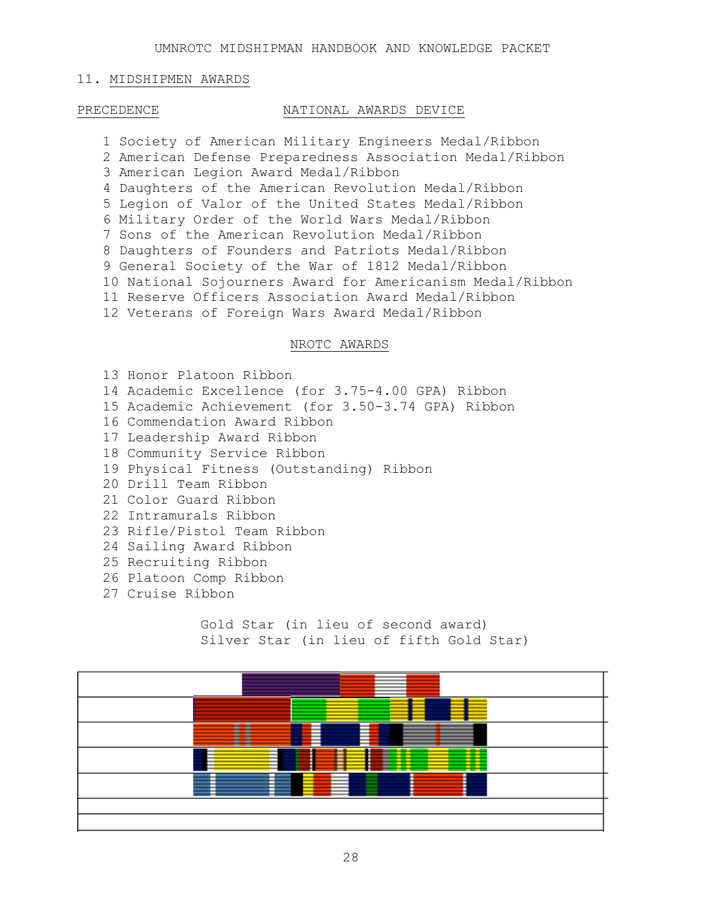## 11. MIDSHIPMEN AWARDS

| PRECEDENCE | NATIONAL AWARDS DEVICE |
|---|---|

1 Society of American Military Engineers Medal/Ribbon
2 American Defense Preparedness Association Medal/Ribbon
3 American Legion Award Medal/Ribbon
4 Daughters of the American Revolution Medal/Ribbon
5 Legion of Valor of the United States Medal/Ribbon
6 Military Order of the World Wars Medal/Ribbon
7 Sons of the American Revolution Medal/Ribbon
8 Daughters of Founders and Patriots Medal/Ribbon
9 General Society of the War of 1812 Medal/Ribbon
10 National Sojourners Award for Americanism Medal/Ribbon
11 Reserve Officers Association Award Medal/Ribbon
12 Veterans of Foreign Wars Award Medal/Ribbon

### NROTC AWARDS

13 Honor Platoon Ribbon
14 Academic Excellence (for 3.75-4.00 GPA) Ribbon
15 Academic Achievement (for 3.50-3.74 GPA) Ribbon
16 Commendation Award Ribbon
17 Leadership Award Ribbon
18 Community Service Ribbon
19 Physical Fitness (Outstanding) Ribbon
20 Drill Team Ribbon
21 Color Guard Ribbon
22 Intramurals Ribbon
23 Rifle/Pistol Team Ribbon
24 Sailing Award Ribbon
25 Recruiting Ribbon
26 Platoon Comp Ribbon
27 Cruise Ribbon

Gold Star (in lieu of second award)
Silver Star (in lieu of fifth Gold Star)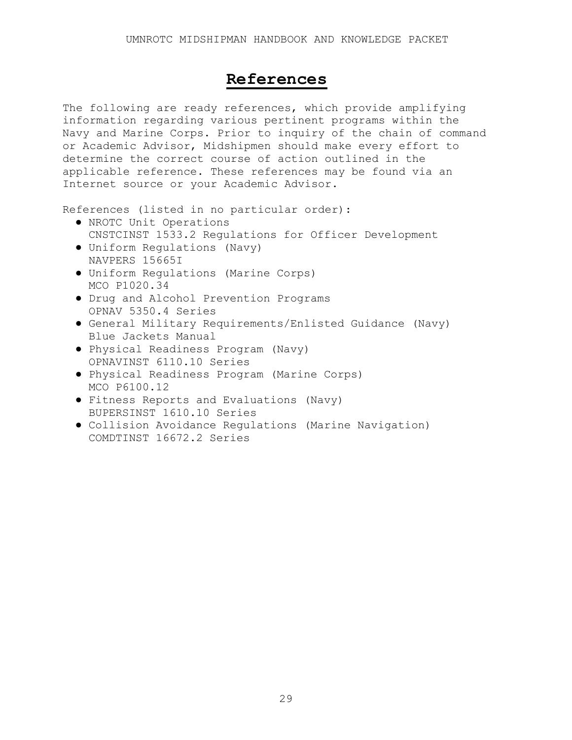# References

The following are ready references, which provide amplifying information regarding various pertinent programs within the Navy and Marine Corps. Prior to inquiry of the chain of command or Academic Advisor, Midshipmen should make every effort to determine the correct course of action outlined in the applicable reference. These references may be found via an Internet source or your Academic Advisor.

References (listed in no particular order):

- NROTC Unit Operations
  CNSTCINST 1533.2 Regulations for Officer Development
- Uniform Regulations (Navy)
  NAVPERS 15665I
- Uniform Regulations (Marine Corps)
  MCO P1020.34
- Drug and Alcohol Prevention Programs
  OPNAV 5350.4 Series
- General Military Requirements/Enlisted Guidance (Navy)
  Blue Jackets Manual
- Physical Readiness Program (Navy)
  OPNAVINST 6110.10 Series
- Physical Readiness Program (Marine Corps)
  MCO P6100.12
- Fitness Reports and Evaluations (Navy)
  BUPERSINST 1610.10 Series
- Collision Avoidance Regulations (Marine Navigation)
  COMDTINST 16672.2 Series